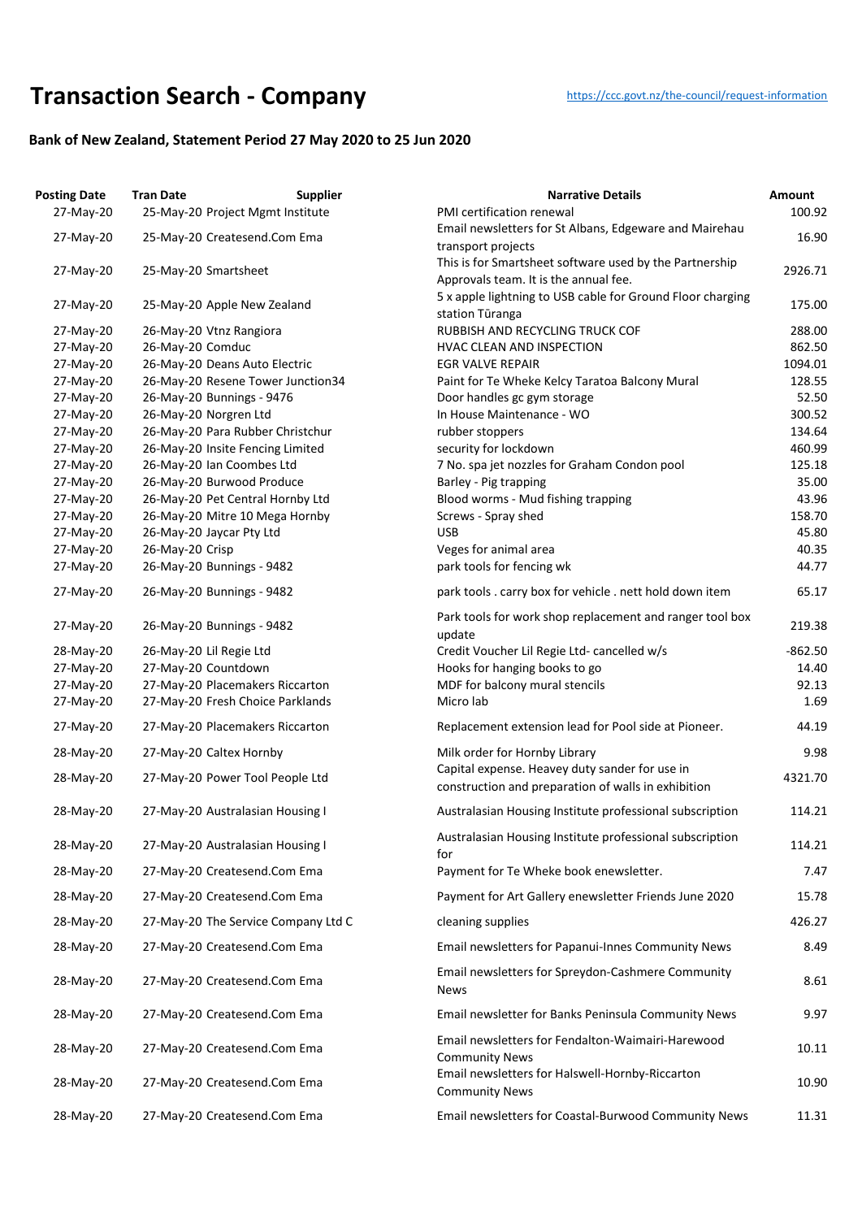# Transaction Search - Company

https://ccc.govt.nz/the-council/request-information

## Bank of New Zealand, Statement Period 27 May 2020 to 25 Jun 2020

| Posting Date | Tran Date | Supplier | Narrative Details | Amount |
|---|---|---|---|---|
| 27-May-20 | 25-May-20 | Project Mgmt Institute | PMI certification renewal | 100.92 |
| 27-May-20 | 25-May-20 | Createsend.Com Ema | Email newsletters for St Albans, Edgeware and Mairehau transport projects | 16.90 |
| 27-May-20 | 25-May-20 | Smartsheet | This is for Smartsheet software used by the Partnership Approvals team. It is the annual fee. | 2926.71 |
| 27-May-20 | 25-May-20 | Apple New Zealand | 5 x apple lightning to USB cable for Ground Floor charging station Tūranga | 175.00 |
| 27-May-20 | 26-May-20 | Vtnz Rangiora | RUBBISH AND RECYCLING TRUCK COF | 288.00 |
| 27-May-20 | 26-May-20 | Comduc | HVAC CLEAN AND INSPECTION | 862.50 |
| 27-May-20 | 26-May-20 | Deans Auto Electric | EGR VALVE REPAIR | 1094.01 |
| 27-May-20 | 26-May-20 | Resene Tower Junction34 | Paint for Te Wheke Kelcy Taratoa Balcony Mural | 128.55 |
| 27-May-20 | 26-May-20 | Bunnings - 9476 | Door handles gc gym storage | 52.50 |
| 27-May-20 | 26-May-20 | Norgren Ltd | In House Maintenance - WO | 300.52 |
| 27-May-20 | 26-May-20 | Para Rubber Christchur | rubber stoppers | 134.64 |
| 27-May-20 | 26-May-20 | Insite Fencing Limited | security for lockdown | 460.99 |
| 27-May-20 | 26-May-20 | Ian Coombes Ltd | 7 No. spa jet nozzles for Graham Condon pool | 125.18 |
| 27-May-20 | 26-May-20 | Burwood Produce | Barley - Pig trapping | 35.00 |
| 27-May-20 | 26-May-20 | Pet Central Hornby Ltd | Blood worms - Mud fishing trapping | 43.96 |
| 27-May-20 | 26-May-20 | Mitre 10 Mega Hornby | Screws - Spray shed | 158.70 |
| 27-May-20 | 26-May-20 | Jaycar Pty Ltd | USB | 45.80 |
| 27-May-20 | 26-May-20 | Crisp | Veges for animal area | 40.35 |
| 27-May-20 | 26-May-20 | Bunnings - 9482 | park tools for fencing wk | 44.77 |
| 27-May-20 | 26-May-20 | Bunnings - 9482 | park tools . carry box for vehicle . nett hold down item | 65.17 |
| 27-May-20 | 26-May-20 | Bunnings - 9482 | Park tools for work shop replacement and ranger tool box update | 219.38 |
| 28-May-20 | 26-May-20 | Lil Regie Ltd | Credit Voucher Lil Regie Ltd- cancelled w/s | -862.50 |
| 27-May-20 | 27-May-20 | Countdown | Hooks for hanging books to go | 14.40 |
| 27-May-20 | 27-May-20 | Placemakers Riccarton | MDF for balcony mural stencils | 92.13 |
| 27-May-20 | 27-May-20 | Fresh Choice Parklands | Micro lab | 1.69 |
| 27-May-20 | 27-May-20 | Placemakers Riccarton | Replacement extension lead for Pool side at Pioneer. | 44.19 |
| 28-May-20 | 27-May-20 | Caltex Hornby | Milk order for Hornby Library | 9.98 |
| 28-May-20 | 27-May-20 | Power Tool People Ltd | Capital expense. Heavey duty sander for use in construction and preparation of walls in exhibition | 4321.70 |
| 28-May-20 | 27-May-20 | Australasian Housing I | Australasian Housing Institute professional subscription | 114.21 |
| 28-May-20 | 27-May-20 | Australasian Housing I | Australasian Housing Institute professional subscription for | 114.21 |
| 28-May-20 | 27-May-20 | Createsend.Com Ema | Payment for Te Wheke book enewsletter. | 7.47 |
| 28-May-20 | 27-May-20 | Createsend.Com Ema | Payment for Art Gallery enewsletter Friends June 2020 | 15.78 |
| 28-May-20 | 27-May-20 | The Service Company Ltd C | cleaning supplies | 426.27 |
| 28-May-20 | 27-May-20 | Createsend.Com Ema | Email newsletters for Papanui-Innes Community News | 8.49 |
| 28-May-20 | 27-May-20 | Createsend.Com Ema | Email newsletters for Spreydon-Cashmere Community News | 8.61 |
| 28-May-20 | 27-May-20 | Createsend.Com Ema | Email newsletter for Banks Peninsula Community News | 9.97 |
| 28-May-20 | 27-May-20 | Createsend.Com Ema | Email newsletters for Fendalton-Waimairi-Harewood Community News | 10.11 |
| 28-May-20 | 27-May-20 | Createsend.Com Ema | Email newsletters for Halswell-Hornby-Riccarton Community News | 10.90 |
| 28-May-20 | 27-May-20 | Createsend.Com Ema | Email newsletters for Coastal-Burwood Community News | 11.31 |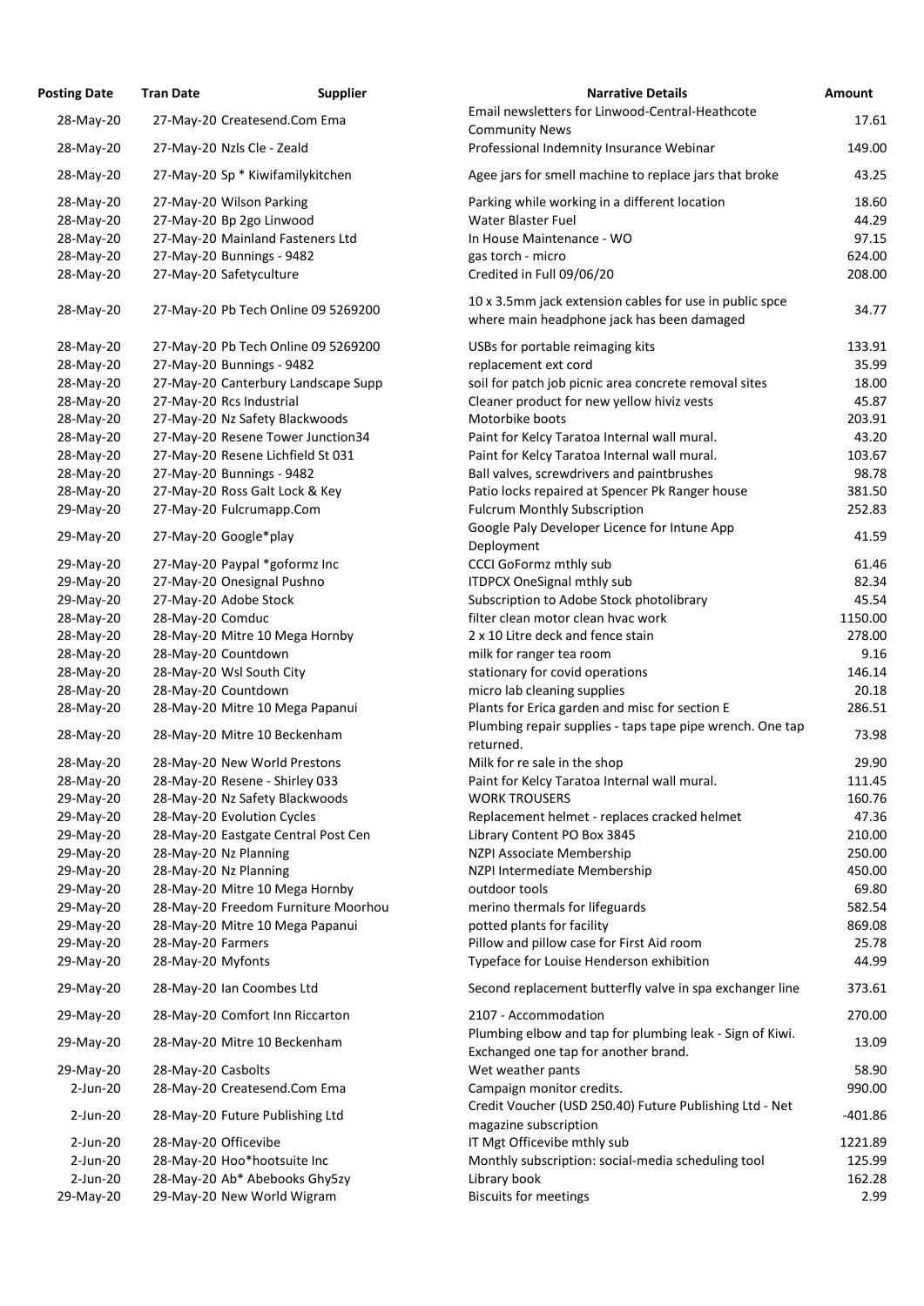| Posting Date | Tran Date | Supplier | Narrative Details | Amount |
|---|---|---|---|---|
| 28-May-20 | 27-May-20 | Createsend.Com Ema | Email newsletters for Linwood-Central-Heathcote Community News | 17.61 |
| 28-May-20 | 27-May-20 | Nzls Cle - Zeald | Professional Indemnity Insurance Webinar | 149.00 |
| 28-May-20 | 27-May-20 | Sp * Kiwifamilykitchen | Agee jars for smell machine to replace jars that broke | 43.25 |
| 28-May-20 | 27-May-20 | Wilson Parking | Parking while working in a different location | 18.60 |
| 28-May-20 | 27-May-20 | Bp 2go Linwood | Water Blaster Fuel | 44.29 |
| 28-May-20 | 27-May-20 | Mainland Fasteners Ltd | In House Maintenance - WO | 97.15 |
| 28-May-20 | 27-May-20 | Bunnings - 9482 | gas torch - micro | 624.00 |
| 28-May-20 | 27-May-20 | Safetyculture | Credited in Full 09/06/20 | 208.00 |
| 28-May-20 | 27-May-20 | Pb Tech Online 09 5269200 | 10 x 3.5mm jack extension cables for use in public spce where main headphone jack has been damaged | 34.77 |
| 28-May-20 | 27-May-20 | Pb Tech Online 09 5269200 | USBs for portable reimaging kits | 133.91 |
| 28-May-20 | 27-May-20 | Bunnings - 9482 | replacement ext cord | 35.99 |
| 28-May-20 | 27-May-20 | Canterbury Landscape Supp | soil for patch job picnic area concrete removal sites | 18.00 |
| 28-May-20 | 27-May-20 | Rcs Industrial | Cleaner product for new yellow hiviz vests | 45.87 |
| 28-May-20 | 27-May-20 | Nz Safety Blackwoods | Motorbike boots | 203.91 |
| 28-May-20 | 27-May-20 | Resene Tower Junction34 | Paint for Kelcy Taratoa Internal wall mural. | 43.20 |
| 28-May-20 | 27-May-20 | Resene Lichfield St 031 | Paint for Kelcy Taratoa Internal wall mural. | 103.67 |
| 28-May-20 | 27-May-20 | Bunnings - 9482 | Ball valves, screwdrivers and paintbrushes | 98.78 |
| 28-May-20 | 27-May-20 | Ross Galt Lock & Key | Patio locks repaired at Spencer Pk Ranger house | 381.50 |
| 29-May-20 | 27-May-20 | Fulcrumapp.Com | Fulcrum Monthly Subscription | 252.83 |
| 29-May-20 | 27-May-20 | Google*play | Google Paly Developer Licence for Intune App Deployment | 41.59 |
| 29-May-20 | 27-May-20 | Paypal *goformz Inc | CCCI GoFormz mthly sub | 61.46 |
| 29-May-20 | 27-May-20 | Onesignal Pushno | ITDPCX OneSignal mthly sub | 82.34 |
| 29-May-20 | 27-May-20 | Adobe Stock | Subscription to Adobe Stock photolibrary | 45.54 |
| 28-May-20 | 28-May-20 | Comduc | filter clean motor clean hvac work | 1150.00 |
| 28-May-20 | 28-May-20 | Mitre 10 Mega Hornby | 2 x 10 Litre deck and fence stain | 278.00 |
| 28-May-20 | 28-May-20 | Countdown | milk for ranger tea room | 9.16 |
| 28-May-20 | 28-May-20 | Wsl South City | stationary for covid operations | 146.14 |
| 28-May-20 | 28-May-20 | Countdown | micro lab cleaning supplies | 20.18 |
| 28-May-20 | 28-May-20 | Mitre 10 Mega Papanui | Plants for Erica garden and misc for section E | 286.51 |
| 28-May-20 | 28-May-20 | Mitre 10 Beckenham | Plumbing repair supplies - taps tape pipe wrench. One tap returned. | 73.98 |
| 28-May-20 | 28-May-20 | New World Prestons | Milk for re sale in the shop | 29.90 |
| 28-May-20 | 28-May-20 | Resene - Shirley 033 | Paint for Kelcy Taratoa Internal wall mural. | 111.45 |
| 29-May-20 | 28-May-20 | Nz Safety Blackwoods | WORK TROUSERS | 160.76 |
| 29-May-20 | 28-May-20 | Evolution Cycles | Replacement helmet - replaces cracked helmet | 47.36 |
| 29-May-20 | 28-May-20 | Eastgate Central Post Cen | Library Content PO Box 3845 | 210.00 |
| 29-May-20 | 28-May-20 | Nz Planning | NZPI Associate Membership | 250.00 |
| 29-May-20 | 28-May-20 | Nz Planning | NZPI Intermediate Membership | 450.00 |
| 29-May-20 | 28-May-20 | Mitre 10 Mega Hornby | outdoor tools | 69.80 |
| 29-May-20 | 28-May-20 | Freedom Furniture Moorhou | merino thermals for lifeguards | 582.54 |
| 29-May-20 | 28-May-20 | Mitre 10 Mega Papanui | potted plants for facility | 869.08 |
| 29-May-20 | 28-May-20 | Farmers | Pillow and pillow case for First Aid room | 25.78 |
| 29-May-20 | 28-May-20 | Myfonts | Typeface for Louise Henderson exhibition | 44.99 |
| 29-May-20 | 28-May-20 | Ian Coombes Ltd | Second replacement butterfly valve in spa exchanger line | 373.61 |
| 29-May-20 | 28-May-20 | Comfort Inn Riccarton | 2107 - Accommodation | 270.00 |
| 29-May-20 | 28-May-20 | Mitre 10 Beckenham | Plumbing elbow and tap for plumbing leak - Sign of Kiwi. Exchanged one tap for another brand. | 13.09 |
| 29-May-20 | 28-May-20 | Casbolts | Wet weather pants | 58.90 |
| 2-Jun-20 | 28-May-20 | Createsend.Com Ema | Campaign monitor credits. | 990.00 |
| 2-Jun-20 | 28-May-20 | Future Publishing Ltd | Credit Voucher (USD 250.40) Future Publishing Ltd - Net magazine subscription | -401.86 |
| 2-Jun-20 | 28-May-20 | Officevibe | IT Mgt Officevibe mthly sub | 1221.89 |
| 2-Jun-20 | 28-May-20 | Hoo*hootsuite Inc | Monthly subscription: social-media scheduling tool | 125.99 |
| 2-Jun-20 | 28-May-20 | Ab* Abebooks Ghy5zy | Library book | 162.28 |
| 29-May-20 | 29-May-20 | New World Wigram | Biscuits for meetings | 2.99 |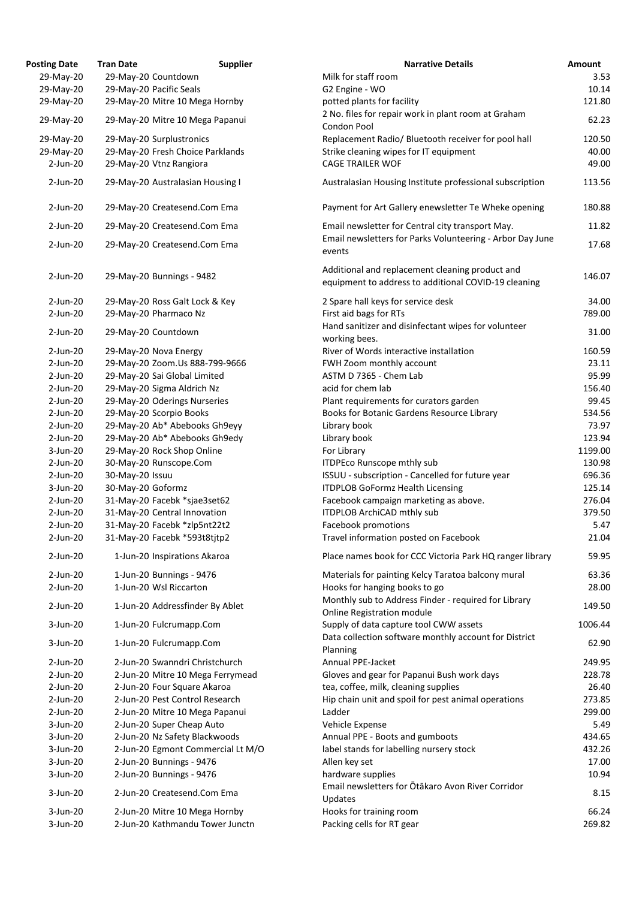| Posting Date | Tran Date | Supplier | Narrative Details | Amount |
|---|---|---|---|---|
| 29-May-20 | 29-May-20 | Countdown | Milk for staff room | 3.53 |
| 29-May-20 | 29-May-20 | Pacific Seals | G2 Engine - WO | 10.14 |
| 29-May-20 | 29-May-20 | Mitre 10 Mega Hornby | potted plants for facility | 121.80 |
| 29-May-20 | 29-May-20 | Mitre 10 Mega Papanui | 2 No. files for repair work in plant room at Graham Condon Pool | 62.23 |
| 29-May-20 | 29-May-20 | Surplustronics | Replacement Radio/ Bluetooth receiver for pool hall | 120.50 |
| 29-May-20 | 29-May-20 | Fresh Choice Parklands | Strike cleaning wipes for IT equipment | 40.00 |
| 2-Jun-20 | 29-May-20 | Vtnz Rangiora | CAGE TRAILER WOF | 49.00 |
| 2-Jun-20 | 29-May-20 | Australasian Housing I | Australasian Housing Institute professional subscription | 113.56 |
| 2-Jun-20 | 29-May-20 | Createsend.Com Ema | Payment for Art Gallery enewsletter Te Wheke opening | 180.88 |
| 2-Jun-20 | 29-May-20 | Createsend.Com Ema | Email newsletter for Central city transport May. | 11.82 |
| 2-Jun-20 | 29-May-20 | Createsend.Com Ema | Email newsletters for Parks Volunteering - Arbor Day June events | 17.68 |
| 2-Jun-20 | 29-May-20 | Bunnings - 9482 | Additional and replacement cleaning product and equipment to address to additional COVID-19 cleaning | 146.07 |
| 2-Jun-20 | 29-May-20 | Ross Galt Lock & Key | 2 Spare hall keys for service desk | 34.00 |
| 2-Jun-20 | 29-May-20 | Pharmaco Nz | First aid bags for RTs | 789.00 |
| 2-Jun-20 | 29-May-20 | Countdown | Hand sanitizer and disinfectant wipes for volunteer working bees. | 31.00 |
| 2-Jun-20 | 29-May-20 | Nova Energy | River of Words interactive installation | 160.59 |
| 2-Jun-20 | 29-May-20 | Zoom.Us 888-799-9666 | FWH Zoom monthly account | 23.11 |
| 2-Jun-20 | 29-May-20 | Sai Global Limited | ASTM D 7365 - Chem Lab | 95.99 |
| 2-Jun-20 | 29-May-20 | Sigma Aldrich Nz | acid for chem lab | 156.40 |
| 2-Jun-20 | 29-May-20 | Oderings Nurseries | Plant requirements for curators garden | 99.45 |
| 2-Jun-20 | 29-May-20 | Scorpio Books | Books for Botanic Gardens Resource Library | 534.56 |
| 2-Jun-20 | 29-May-20 | Ab* Abebooks Gh9eyy | Library book | 73.97 |
| 2-Jun-20 | 29-May-20 | Ab* Abebooks Gh9edy | Library book | 123.94 |
| 3-Jun-20 | 29-May-20 | Rock Shop Online | For Library | 1199.00 |
| 2-Jun-20 | 30-May-20 | Runscope.Com | ITDPEco Runscope mthly sub | 130.98 |
| 2-Jun-20 | 30-May-20 | Issuu | ISSUU - subscription - Cancelled for future year | 696.36 |
| 3-Jun-20 | 30-May-20 | Goformz | ITDPLOB GoFormz Health Licensing | 125.14 |
| 2-Jun-20 | 31-May-20 | Facebk *sjae3set62 | Facebook campaign marketing as above. | 276.04 |
| 2-Jun-20 | 31-May-20 | Central Innovation | ITDPLOB ArchiCAD mthly sub | 379.50 |
| 2-Jun-20 | 31-May-20 | Facebk *zlp5nt22t2 | Facebook promotions | 5.47 |
| 2-Jun-20 | 31-May-20 | Facebk *593t8tjtp2 | Travel information posted on Facebook | 21.04 |
| 2-Jun-20 | 1-Jun-20 | Inspirations Akaroa | Place names book for CCC Victoria Park HQ ranger library | 59.95 |
| 2-Jun-20 | 1-Jun-20 | Bunnings - 9476 | Materials for painting Kelcy Taratoa balcony mural | 63.36 |
| 2-Jun-20 | 1-Jun-20 | Wsl Riccarton | Hooks for hanging books to go | 28.00 |
| 2-Jun-20 | 1-Jun-20 | Addressfinder By Ablet | Monthly sub to Address Finder - required for Library Online Registration module | 149.50 |
| 3-Jun-20 | 1-Jun-20 | Fulcrumapp.Com | Supply of data capture tool CWW assets | 1006.44 |
| 3-Jun-20 | 1-Jun-20 | Fulcrumapp.Com | Data collection software monthly account for District Planning | 62.90 |
| 2-Jun-20 | 2-Jun-20 | Swanndri Christchurch | Annual PPE-Jacket | 249.95 |
| 2-Jun-20 | 2-Jun-20 | Mitre 10 Mega Ferrymead | Gloves and gear for Papanui Bush work days | 228.78 |
| 2-Jun-20 | 2-Jun-20 | Four Square Akaroa | tea, coffee, milk, cleaning supplies | 26.40 |
| 2-Jun-20 | 2-Jun-20 | Pest Control Research | Hip chain unit and spoil for pest animal operations | 273.85 |
| 2-Jun-20 | 2-Jun-20 | Mitre 10 Mega Papanui | Ladder | 299.00 |
| 3-Jun-20 | 2-Jun-20 | Super Cheap Auto | Vehicle Expense | 5.49 |
| 3-Jun-20 | 2-Jun-20 | Nz Safety Blackwoods | Annual PPE - Boots and gumboots | 434.65 |
| 3-Jun-20 | 2-Jun-20 | Egmont Commercial Lt M/O | label stands for labelling nursery stock | 432.26 |
| 3-Jun-20 | 2-Jun-20 | Bunnings - 9476 | Allen key set | 17.00 |
| 3-Jun-20 | 2-Jun-20 | Bunnings - 9476 | hardware supplies | 10.94 |
| 3-Jun-20 | 2-Jun-20 | Createsend.Com Ema | Email newsletters for Ōtākaro Avon River Corridor Updates | 8.15 |
| 3-Jun-20 | 2-Jun-20 | Mitre 10 Mega Hornby | Hooks for training room | 66.24 |
| 3-Jun-20 | 2-Jun-20 | Kathmandu Tower Junctn | Packing cells for RT gear | 269.82 |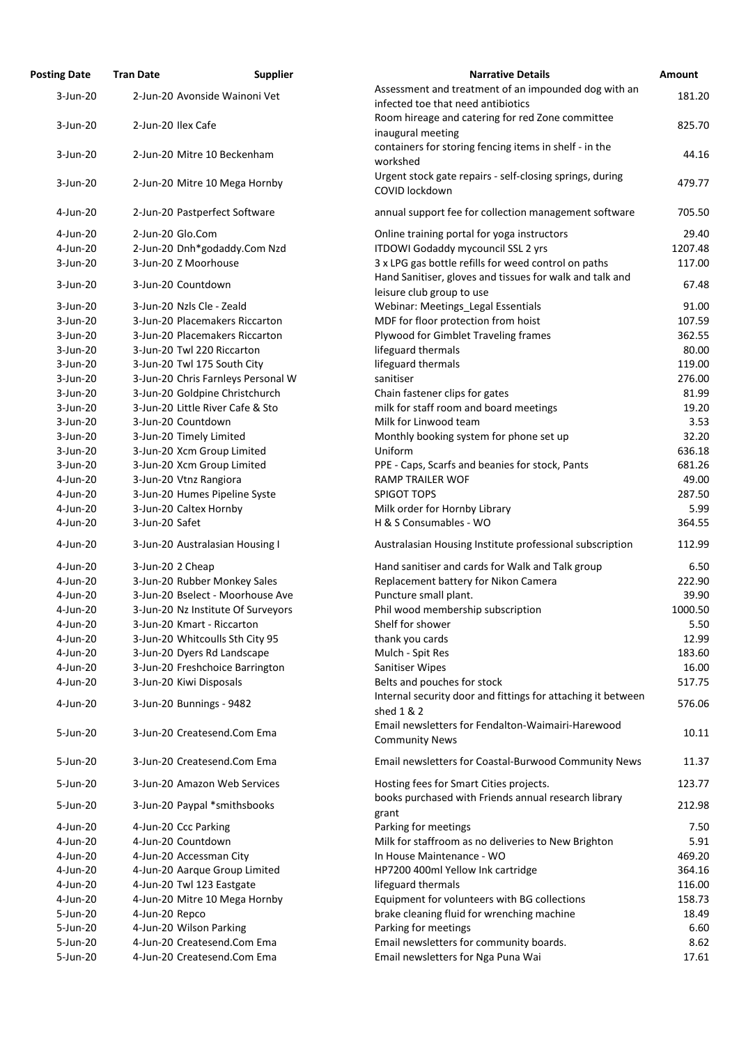| Posting Date | Tran Date | Supplier | Narrative Details | Amount |
|---|---|---|---|---|
| 3-Jun-20 | 2-Jun-20 | Avonside Wainoni Vet | Assessment and treatment of an impounded dog with an infected toe that need antibiotics | 181.20 |
| 3-Jun-20 | 2-Jun-20 | Ilex Cafe | Room hireage and catering for red Zone committee inaugural meeting | 825.70 |
| 3-Jun-20 | 2-Jun-20 | Mitre 10 Beckenham | containers for storing fencing items in shelf - in the workshed | 44.16 |
| 3-Jun-20 | 2-Jun-20 | Mitre 10 Mega Hornby | Urgent stock gate repairs - self-closing springs, during COVID lockdown | 479.77 |
| 4-Jun-20 | 2-Jun-20 | Pastperfect Software | annual support fee for collection management software | 705.50 |
| 4-Jun-20 | 2-Jun-20 | Glo.Com | Online training portal for yoga instructors | 29.40 |
| 4-Jun-20 | 2-Jun-20 | Dnh*godaddy.Com Nzd | ITDOWI Godaddy mycouncil SSL 2 yrs | 1207.48 |
| 3-Jun-20 | 3-Jun-20 | Z Moorhouse | 3 x LPG gas bottle refills for weed control on paths | 117.00 |
| 3-Jun-20 | 3-Jun-20 | Countdown | Hand Sanitiser, gloves and tissues for walk and talk and leisure club group to use | 67.48 |
| 3-Jun-20 | 3-Jun-20 | Nzls Cle - Zeald | Webinar: Meetings_Legal Essentials | 91.00 |
| 3-Jun-20 | 3-Jun-20 | Placemakers Riccarton | MDF for floor protection from hoist | 107.59 |
| 3-Jun-20 | 3-Jun-20 | Placemakers Riccarton | Plywood for Gimblet Traveling frames | 362.55 |
| 3-Jun-20 | 3-Jun-20 | Twl 220 Riccarton | lifeguard thermals | 80.00 |
| 3-Jun-20 | 3-Jun-20 | Twl 175 South City | lifeguard thermals | 119.00 |
| 3-Jun-20 | 3-Jun-20 | Chris Farnleys Personal W | sanitiser | 276.00 |
| 3-Jun-20 | 3-Jun-20 | Goldpine Christchurch | Chain fastener clips for gates | 81.99 |
| 3-Jun-20 | 3-Jun-20 | Little River Cafe & Sto | milk for staff room and board meetings | 19.20 |
| 3-Jun-20 | 3-Jun-20 | Countdown | Milk for Linwood team | 3.53 |
| 3-Jun-20 | 3-Jun-20 | Timely Limited | Monthly booking system for phone set up | 32.20 |
| 3-Jun-20 | 3-Jun-20 | Xcm Group Limited | Uniform | 636.18 |
| 3-Jun-20 | 3-Jun-20 | Xcm Group Limited | PPE - Caps, Scarfs and beanies for stock, Pants | 681.26 |
| 4-Jun-20 | 3-Jun-20 | Vtnz Rangiora | RAMP TRAILER WOF | 49.00 |
| 4-Jun-20 | 3-Jun-20 | Humes Pipeline Syste | SPIGOT TOPS | 287.50 |
| 4-Jun-20 | 3-Jun-20 | Caltex Hornby | Milk order for Hornby Library | 5.99 |
| 4-Jun-20 | 3-Jun-20 | Safet | H & S Consumables - WO | 364.55 |
| 4-Jun-20 | 3-Jun-20 | Australasian Housing I | Australasian Housing Institute professional subscription | 112.99 |
| 4-Jun-20 | 3-Jun-20 | 2 Cheap | Hand sanitiser and cards for Walk and Talk group | 6.50 |
| 4-Jun-20 | 3-Jun-20 | Rubber Monkey Sales | Replacement battery for Nikon Camera | 222.90 |
| 4-Jun-20 | 3-Jun-20 | Bselect - Moorhouse Ave | Puncture small plant. | 39.90 |
| 4-Jun-20 | 3-Jun-20 | Nz Institute Of Surveyors | Phil wood membership subscription | 1000.50 |
| 4-Jun-20 | 3-Jun-20 | Kmart - Riccarton | Shelf for shower | 5.50 |
| 4-Jun-20 | 3-Jun-20 | Whitcoulls Sth City 95 | thank you cards | 12.99 |
| 4-Jun-20 | 3-Jun-20 | Dyers Rd Landscape | Mulch - Spit Res | 183.60 |
| 4-Jun-20 | 3-Jun-20 | Freshchoice Barrington | Sanitiser Wipes | 16.00 |
| 4-Jun-20 | 3-Jun-20 | Kiwi Disposals | Belts and pouches for stock | 517.75 |
| 4-Jun-20 | 3-Jun-20 | Bunnings - 9482 | Internal security door and fittings for attaching it between shed 1 & 2 | 576.06 |
| 5-Jun-20 | 3-Jun-20 | Createsend.Com Ema | Email newsletters for Fendalton-Waimairi-Harewood Community News | 10.11 |
| 5-Jun-20 | 3-Jun-20 | Createsend.Com Ema | Email newsletters for Coastal-Burwood Community News | 11.37 |
| 5-Jun-20 | 3-Jun-20 | Amazon Web Services | Hosting fees for Smart Cities projects. | 123.77 |
| 5-Jun-20 | 3-Jun-20 | Paypal *smithsbooks | books purchased with Friends annual research library grant | 212.98 |
| 4-Jun-20 | 4-Jun-20 | Ccc Parking | Parking for meetings | 7.50 |
| 4-Jun-20 | 4-Jun-20 | Countdown | Milk for staffroom as no deliveries to New Brighton | 5.91 |
| 4-Jun-20 | 4-Jun-20 | Accessman City | In House Maintenance - WO | 469.20 |
| 4-Jun-20 | 4-Jun-20 | Aarque Group Limited | HP7200 400ml Yellow Ink cartridge | 364.16 |
| 4-Jun-20 | 4-Jun-20 | Twl 123 Eastgate | lifeguard thermals | 116.00 |
| 4-Jun-20 | 4-Jun-20 | Mitre 10 Mega Hornby | Equipment for volunteers with BG collections | 158.73 |
| 5-Jun-20 | 4-Jun-20 | Repco | brake cleaning fluid for wrenching machine | 18.49 |
| 5-Jun-20 | 4-Jun-20 | Wilson Parking | Parking for meetings | 6.60 |
| 5-Jun-20 | 4-Jun-20 | Createsend.Com Ema | Email newsletters for community boards. | 8.62 |
| 5-Jun-20 | 4-Jun-20 | Createsend.Com Ema | Email newsletters for Nga Puna Wai | 17.61 |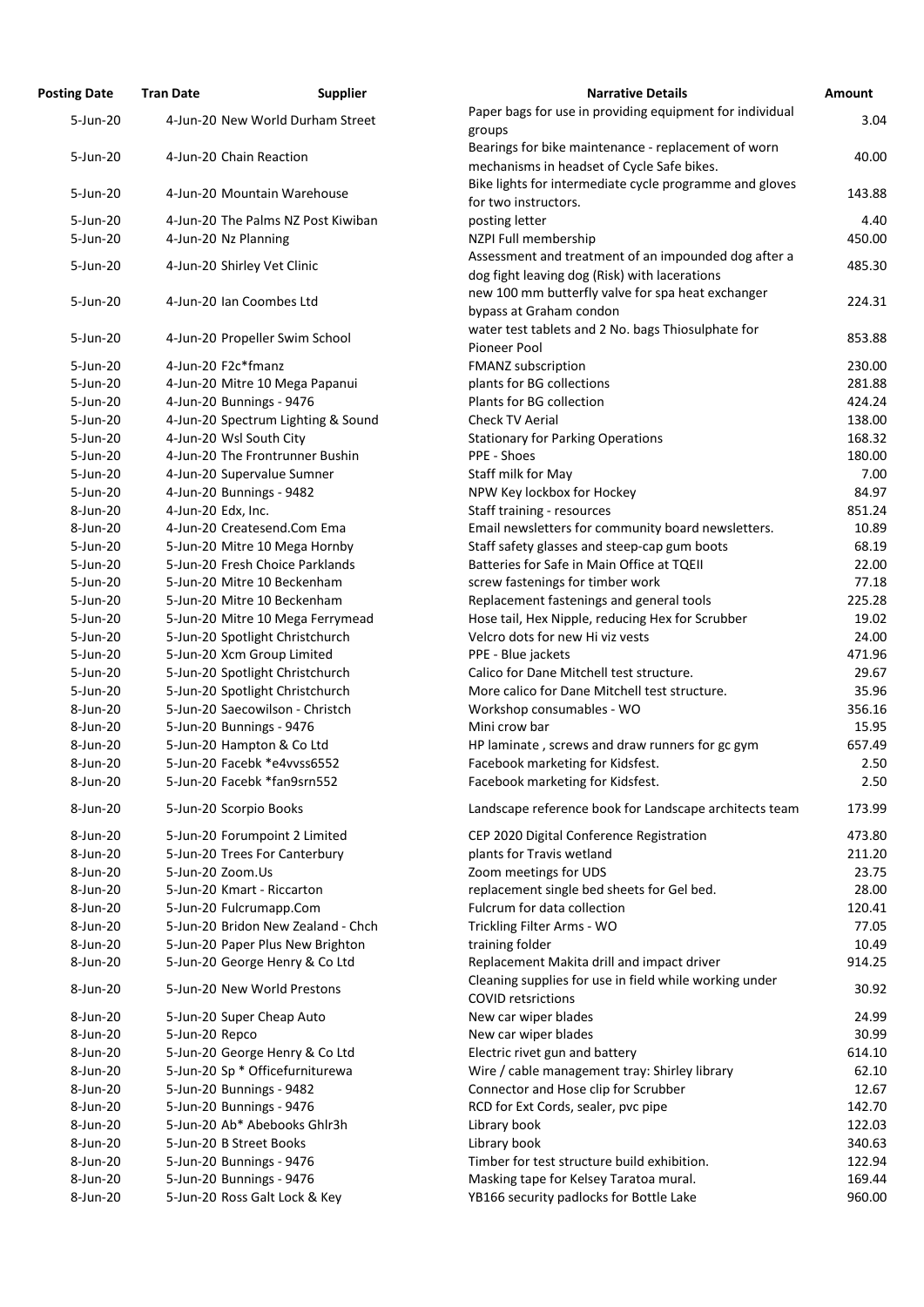| Posting Date | Tran Date | Supplier | Narrative Details | Amount |
|---|---|---|---|---|
| 5-Jun-20 | 4-Jun-20 | New World Durham Street | Paper bags for use in providing equipment for individual groups | 3.04 |
| 5-Jun-20 | 4-Jun-20 | Chain Reaction | Bearings for bike maintenance - replacement of worn mechanisms in headset of Cycle Safe bikes. | 40.00 |
| 5-Jun-20 | 4-Jun-20 | Mountain Warehouse | Bike lights for intermediate cycle programme and gloves for two instructors. | 143.88 |
| 5-Jun-20 | 4-Jun-20 | The Palms NZ Post Kiwiban | posting letter | 4.40 |
| 5-Jun-20 | 4-Jun-20 | Nz Planning | NZPI Full membership | 450.00 |
| 5-Jun-20 | 4-Jun-20 | Shirley Vet Clinic | Assessment and treatment of an impounded dog after a dog fight leaving dog (Risk) with lacerations | 485.30 |
| 5-Jun-20 | 4-Jun-20 | Ian Coombes Ltd | new 100 mm butterfly valve for spa heat exchanger bypass at Graham condon | 224.31 |
| 5-Jun-20 | 4-Jun-20 | Propeller Swim School | water test tablets and 2 No. bags Thiosulphate for Pioneer Pool | 853.88 |
| 5-Jun-20 | 4-Jun-20 | F2c*fmanz | FMANZ subscription | 230.00 |
| 5-Jun-20 | 4-Jun-20 | Mitre 10 Mega Papanui | plants for BG collections | 281.88 |
| 5-Jun-20 | 4-Jun-20 | Bunnings - 9476 | Plants for BG collection | 424.24 |
| 5-Jun-20 | 4-Jun-20 | Spectrum Lighting & Sound | Check TV Aerial | 138.00 |
| 5-Jun-20 | 4-Jun-20 | Wsl South City | Stationary for Parking Operations | 168.32 |
| 5-Jun-20 | 4-Jun-20 | The Frontrunner Bushin | PPE - Shoes | 180.00 |
| 5-Jun-20 | 4-Jun-20 | Supervalue Sumner | Staff milk for May | 7.00 |
| 5-Jun-20 | 4-Jun-20 | Bunnings - 9482 | NPW Key lockbox for Hockey | 84.97 |
| 8-Jun-20 | 4-Jun-20 | Edx, Inc. | Staff training - resources | 851.24 |
| 8-Jun-20 | 4-Jun-20 | Createsend.Com Ema | Email newsletters for community board newsletters. | 10.89 |
| 5-Jun-20 | 5-Jun-20 | Mitre 10 Mega Hornby | Staff safety glasses and steep-cap gum boots | 68.19 |
| 5-Jun-20 | 5-Jun-20 | Fresh Choice Parklands | Batteries for Safe in Main Office at TQEII | 22.00 |
| 5-Jun-20 | 5-Jun-20 | Mitre 10 Beckenham | screw fastenings for timber work | 77.18 |
| 5-Jun-20 | 5-Jun-20 | Mitre 10 Beckenham | Replacement fastenings and general tools | 225.28 |
| 5-Jun-20 | 5-Jun-20 | Mitre 10 Mega Ferrymead | Hose tail, Hex Nipple, reducing Hex for Scrubber | 19.02 |
| 5-Jun-20 | 5-Jun-20 | Spotlight Christchurch | Velcro dots for new Hi viz vests | 24.00 |
| 5-Jun-20 | 5-Jun-20 | Xcm Group Limited | PPE - Blue jackets | 471.96 |
| 5-Jun-20 | 5-Jun-20 | Spotlight Christchurch | Calico for Dane Mitchell test structure. | 29.67 |
| 5-Jun-20 | 5-Jun-20 | Spotlight Christchurch | More calico for Dane Mitchell test structure. | 35.96 |
| 8-Jun-20 | 5-Jun-20 | Saecowilson - Christch | Workshop consumables - WO | 356.16 |
| 8-Jun-20 | 5-Jun-20 | Bunnings - 9476 | Mini crow bar | 15.95 |
| 8-Jun-20 | 5-Jun-20 | Hampton & Co Ltd | HP laminate , screws and draw runners for gc gym | 657.49 |
| 8-Jun-20 | 5-Jun-20 | Facebk *e4vvss6552 | Facebook marketing for Kidsfest. | 2.50 |
| 8-Jun-20 | 5-Jun-20 | Facebk *fan9srn552 | Facebook marketing for Kidsfest. | 2.50 |
| 8-Jun-20 | 5-Jun-20 | Scorpio Books | Landscape reference book for Landscape architects team | 173.99 |
| 8-Jun-20 | 5-Jun-20 | Forumpoint 2 Limited | CEP 2020 Digital Conference Registration | 473.80 |
| 8-Jun-20 | 5-Jun-20 | Trees For Canterbury | plants for Travis wetland | 211.20 |
| 8-Jun-20 | 5-Jun-20 | Zoom.Us | Zoom meetings for UDS | 23.75 |
| 8-Jun-20 | 5-Jun-20 | Kmart - Riccarton | replacement single bed sheets for Gel bed. | 28.00 |
| 8-Jun-20 | 5-Jun-20 | Fulcrumapp.Com | Fulcrum for data collection | 120.41 |
| 8-Jun-20 | 5-Jun-20 | Bridon New Zealand - Chch | Trickling Filter Arms - WO | 77.05 |
| 8-Jun-20 | 5-Jun-20 | Paper Plus New Brighton | training folder | 10.49 |
| 8-Jun-20 | 5-Jun-20 | George Henry & Co Ltd | Replacement Makita drill and impact driver | 914.25 |
| 8-Jun-20 | 5-Jun-20 | New World Prestons | Cleaning supplies for use in field while working under COVID retsrictions | 30.92 |
| 8-Jun-20 | 5-Jun-20 | Super Cheap Auto | New car wiper blades | 24.99 |
| 8-Jun-20 | 5-Jun-20 | Repco | New car wiper blades | 30.99 |
| 8-Jun-20 | 5-Jun-20 | George Henry & Co Ltd | Electric rivet gun and battery | 614.10 |
| 8-Jun-20 | 5-Jun-20 | Sp * Officefurniturewa | Wire / cable management tray: Shirley library | 62.10 |
| 8-Jun-20 | 5-Jun-20 | Bunnings - 9482 | Connector and Hose clip for Scrubber | 12.67 |
| 8-Jun-20 | 5-Jun-20 | Bunnings - 9476 | RCD for Ext Cords, sealer, pvc pipe | 142.70 |
| 8-Jun-20 | 5-Jun-20 | Ab* Abebooks Ghlr3h | Library book | 122.03 |
| 8-Jun-20 | 5-Jun-20 | B Street Books | Library book | 340.63 |
| 8-Jun-20 | 5-Jun-20 | Bunnings - 9476 | Timber for test structure build exhibition. | 122.94 |
| 8-Jun-20 | 5-Jun-20 | Bunnings - 9476 | Masking tape for Kelsey Taratoa mural. | 169.44 |
| 8-Jun-20 | 5-Jun-20 | Ross Galt Lock & Key | YB166 security padlocks for Bottle Lake | 960.00 |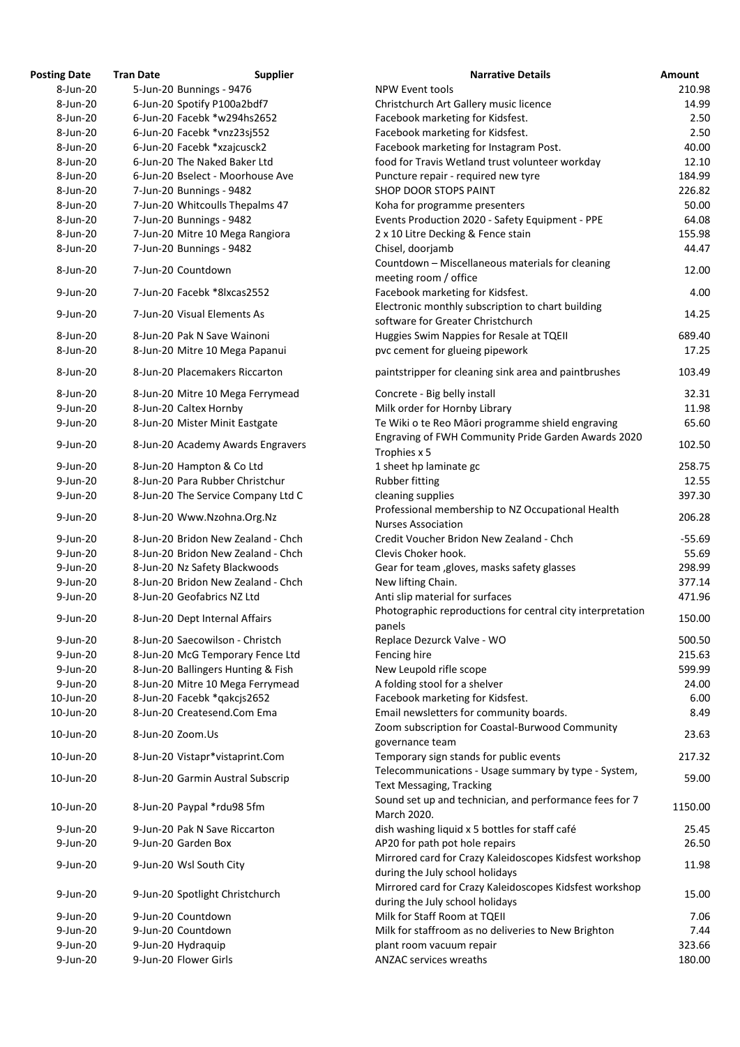| Posting Date | Tran Date | Supplier | Narrative Details | Amount |
|---|---|---|---|---|
| 8-Jun-20 | 5-Jun-20 | Bunnings - 9476 | NPW Event tools | 210.98 |
| 8-Jun-20 | 6-Jun-20 | Spotify P100a2bdf7 | Christchurch Art Gallery music licence | 14.99 |
| 8-Jun-20 | 6-Jun-20 | Facebk *w294hs2652 | Facebook marketing for Kidsfest. | 2.50 |
| 8-Jun-20 | 6-Jun-20 | Facebk *vnz23sj552 | Facebook marketing for Kidsfest. | 2.50 |
| 8-Jun-20 | 6-Jun-20 | Facebk *xzajcusck2 | Facebook marketing for Instagram Post. | 40.00 |
| 8-Jun-20 | 6-Jun-20 | The Naked Baker Ltd | food for Travis Wetland trust volunteer workday | 12.10 |
| 8-Jun-20 | 6-Jun-20 | Bselect - Moorhouse Ave | Puncture repair - required new tyre | 184.99 |
| 8-Jun-20 | 7-Jun-20 | Bunnings - 9482 | SHOP DOOR STOPS PAINT | 226.82 |
| 8-Jun-20 | 7-Jun-20 | Whitcoulls Thepalms 47 | Koha for programme presenters | 50.00 |
| 8-Jun-20 | 7-Jun-20 | Bunnings - 9482 | Events Production 2020 - Safety Equipment - PPE | 64.08 |
| 8-Jun-20 | 7-Jun-20 | Mitre 10 Mega Rangiora | 2 x 10 Litre Decking & Fence stain | 155.98 |
| 8-Jun-20 | 7-Jun-20 | Bunnings - 9482 | Chisel, doorjamb | 44.47 |
| 8-Jun-20 | 7-Jun-20 | Countdown | Countdown – Miscellaneous materials for cleaning meeting room / office | 12.00 |
| 9-Jun-20 | 7-Jun-20 | Facebk *8lxcas2552 | Facebook marketing for Kidsfest. | 4.00 |
| 9-Jun-20 | 7-Jun-20 | Visual Elements As | Electronic monthly subscription to chart building software for Greater Christchurch | 14.25 |
| 8-Jun-20 | 8-Jun-20 | Pak N Save Wainoni | Huggies Swim Nappies for Resale at TQEII | 689.40 |
| 8-Jun-20 | 8-Jun-20 | Mitre 10 Mega Papanui | pvc cement for glueing pipework | 17.25 |
| 8-Jun-20 | 8-Jun-20 | Placemakers Riccarton | paintstripper for cleaning sink area and paintbrushes | 103.49 |
| 8-Jun-20 | 8-Jun-20 | Mitre 10 Mega Ferrymead | Concrete - Big belly install | 32.31 |
| 9-Jun-20 | 8-Jun-20 | Caltex Hornby | Milk order for Hornby Library | 11.98 |
| 9-Jun-20 | 8-Jun-20 | Mister Minit Eastgate | Te Wiki o te Reo Māori programme shield engraving | 65.60 |
| 9-Jun-20 | 8-Jun-20 | Academy Awards Engravers | Engraving of FWH Community Pride Garden Awards 2020 Trophies x 5 | 102.50 |
| 9-Jun-20 | 8-Jun-20 | Hampton & Co Ltd | 1 sheet hp laminate gc | 258.75 |
| 9-Jun-20 | 8-Jun-20 | Para Rubber Christchur | Rubber fitting | 12.55 |
| 9-Jun-20 | 8-Jun-20 | The Service Company Ltd C | cleaning supplies | 397.30 |
| 9-Jun-20 | 8-Jun-20 | Www.Nzohna.Org.Nz | Professional membership to NZ Occupational Health Nurses Association | 206.28 |
| 9-Jun-20 | 8-Jun-20 | Bridon New Zealand - Chch | Credit Voucher Bridon New Zealand - Chch | -55.69 |
| 9-Jun-20 | 8-Jun-20 | Bridon New Zealand - Chch | Clevis Choker hook. | 55.69 |
| 9-Jun-20 | 8-Jun-20 | Nz Safety Blackwoods | Gear for team ,gloves, masks safety glasses | 298.99 |
| 9-Jun-20 | 8-Jun-20 | Bridon New Zealand - Chch | New lifting Chain. | 377.14 |
| 9-Jun-20 | 8-Jun-20 | Geofabrics NZ Ltd | Anti slip material for surfaces | 471.96 |
| 9-Jun-20 | 8-Jun-20 | Dept Internal Affairs | Photographic reproductions for central city interpretation panels | 150.00 |
| 9-Jun-20 | 8-Jun-20 | Saecowilson - Christch | Replace Dezurck Valve - WO | 500.50 |
| 9-Jun-20 | 8-Jun-20 | McG Temporary Fence Ltd | Fencing hire | 215.63 |
| 9-Jun-20 | 8-Jun-20 | Ballingers Hunting & Fish | New Leupold rifle scope | 599.99 |
| 9-Jun-20 | 8-Jun-20 | Mitre 10 Mega Ferrymead | A folding stool for a shelver | 24.00 |
| 10-Jun-20 | 8-Jun-20 | Facebk *qakcjs2652 | Facebook marketing for Kidsfest. | 6.00 |
| 10-Jun-20 | 8-Jun-20 | Createsend.Com Ema | Email newsletters for community boards. | 8.49 |
| 10-Jun-20 | 8-Jun-20 | Zoom.Us | Zoom subscription for Coastal-Burwood Community governance team | 23.63 |
| 10-Jun-20 | 8-Jun-20 | Vistapr*vistaprint.Com | Temporary sign stands for public events | 217.32 |
| 10-Jun-20 | 8-Jun-20 | Garmin Austral Subscrip | Telecommunications - Usage summary by type - System, Text Messaging, Tracking | 59.00 |
| 10-Jun-20 | 8-Jun-20 | Paypal *rdu98 5fm | Sound set up and technician, and performance fees for 7 March 2020. | 1150.00 |
| 9-Jun-20 | 9-Jun-20 | Pak N Save Riccarton | dish washing liquid x 5 bottles for staff café | 25.45 |
| 9-Jun-20 | 9-Jun-20 | Garden Box | AP20 for path pot hole repairs | 26.50 |
| 9-Jun-20 | 9-Jun-20 | Wsl South City | Mirrored card for Crazy Kaleidoscopes Kidsfest workshop during the July school holidays | 11.98 |
| 9-Jun-20 | 9-Jun-20 | Spotlight Christchurch | Mirrored card for Crazy Kaleidoscopes Kidsfest workshop during the July school holidays | 15.00 |
| 9-Jun-20 | 9-Jun-20 | Countdown | Milk for Staff Room at TQEII | 7.06 |
| 9-Jun-20 | 9-Jun-20 | Countdown | Milk for staffroom as no deliveries to New Brighton | 7.44 |
| 9-Jun-20 | 9-Jun-20 | Hydraquip | plant room vacuum repair | 323.66 |
| 9-Jun-20 | 9-Jun-20 | Flower Girls | ANZAC services wreaths | 180.00 |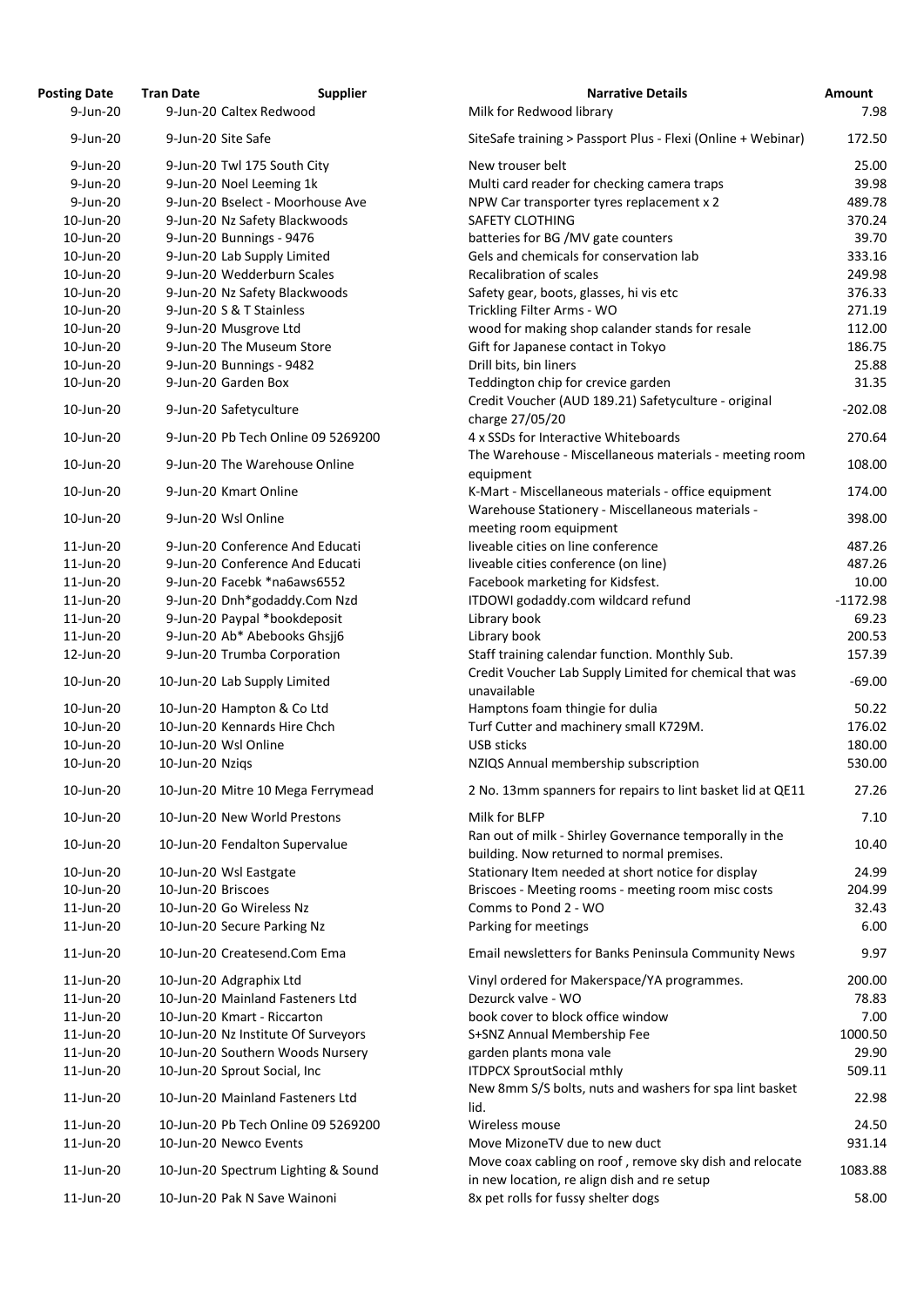| Posting Date | Tran Date | Supplier | Narrative Details | Amount |
|---|---|---|---|---|
| 9-Jun-20 | 9-Jun-20 | Caltex Redwood | Milk for Redwood library | 7.98 |
| 9-Jun-20 | 9-Jun-20 | Site Safe | SiteSafe training > Passport Plus - Flexi (Online + Webinar) | 172.50 |
| 9-Jun-20 | 9-Jun-20 | Twl 175 South City | New trouser belt | 25.00 |
| 9-Jun-20 | 9-Jun-20 | Noel Leeming 1k | Multi card reader for checking camera traps | 39.98 |
| 9-Jun-20 | 9-Jun-20 | Bselect - Moorhouse Ave | NPW Car transporter tyres replacement x 2 | 489.78 |
| 10-Jun-20 | 9-Jun-20 | Nz Safety Blackwoods | SAFETY CLOTHING | 370.24 |
| 10-Jun-20 | 9-Jun-20 | Bunnings - 9476 | batteries for BG /MV gate counters | 39.70 |
| 10-Jun-20 | 9-Jun-20 | Lab Supply Limited | Gels and chemicals for conservation lab | 333.16 |
| 10-Jun-20 | 9-Jun-20 | Wedderburn Scales | Recalibration of scales | 249.98 |
| 10-Jun-20 | 9-Jun-20 | Nz Safety Blackwoods | Safety gear, boots, glasses, hi vis etc | 376.33 |
| 10-Jun-20 | 9-Jun-20 | S & T Stainless | Trickling Filter Arms - WO | 271.19 |
| 10-Jun-20 | 9-Jun-20 | Musgrove Ltd | wood for making shop calander stands for resale | 112.00 |
| 10-Jun-20 | 9-Jun-20 | The Museum Store | Gift for Japanese contact in Tokyo | 186.75 |
| 10-Jun-20 | 9-Jun-20 | Bunnings - 9482 | Drill bits, bin liners | 25.88 |
| 10-Jun-20 | 9-Jun-20 | Garden Box | Teddington chip for crevice garden | 31.35 |
| 10-Jun-20 | 9-Jun-20 | Safetyculture | Credit Voucher (AUD 189.21) Safetyculture - original charge 27/05/20 | -202.08 |
| 10-Jun-20 | 9-Jun-20 | Pb Tech Online 09 5269200 | 4 x SSDs for Interactive Whiteboards | 270.64 |
| 10-Jun-20 | 9-Jun-20 | The Warehouse Online | The Warehouse - Miscellaneous materials - meeting room equipment | 108.00 |
| 10-Jun-20 | 9-Jun-20 | Kmart Online | K-Mart - Miscellaneous materials - office equipment | 174.00 |
| 10-Jun-20 | 9-Jun-20 | Wsl Online | Warehouse Stationery - Miscellaneous materials - meeting room equipment | 398.00 |
| 11-Jun-20 | 9-Jun-20 | Conference And Educati | liveable cities on line conference | 487.26 |
| 11-Jun-20 | 9-Jun-20 | Conference And Educati | liveable cities conference (on line) | 487.26 |
| 11-Jun-20 | 9-Jun-20 | Facebk *na6aws6552 | Facebook marketing for Kidsfest. | 10.00 |
| 11-Jun-20 | 9-Jun-20 | Dnh*godaddy.Com Nzd | ITDOWI godaddy.com wildcard refund | -1172.98 |
| 11-Jun-20 | 9-Jun-20 | Paypal *bookdeposit | Library book | 69.23 |
| 11-Jun-20 | 9-Jun-20 | Ab* Abebooks Ghsjj6 | Library book | 200.53 |
| 12-Jun-20 | 9-Jun-20 | Trumba Corporation | Staff training calendar function. Monthly Sub. | 157.39 |
| 10-Jun-20 | 10-Jun-20 | Lab Supply Limited | Credit Voucher Lab Supply Limited for chemical that was unavailable | -69.00 |
| 10-Jun-20 | 10-Jun-20 | Hampton & Co Ltd | Hamptons foam thingie for dulia | 50.22 |
| 10-Jun-20 | 10-Jun-20 | Kennards Hire Chch | Turf Cutter and machinery small K729M. | 176.02 |
| 10-Jun-20 | 10-Jun-20 | Wsl Online | USB sticks | 180.00 |
| 10-Jun-20 | 10-Jun-20 | Nziqs | NZIQS Annual membership subscription | 530.00 |
| 10-Jun-20 | 10-Jun-20 | Mitre 10 Mega Ferrymead | 2 No. 13mm spanners for repairs to lint basket lid at QE11 | 27.26 |
| 10-Jun-20 | 10-Jun-20 | New World Prestons | Milk for BLFP | 7.10 |
| 10-Jun-20 | 10-Jun-20 | Fendalton Supervalue | Ran out of milk - Shirley Governance temporally in the building. Now returned to normal premises. | 10.40 |
| 10-Jun-20 | 10-Jun-20 | Wsl Eastgate | Stationary Item needed at short notice for display | 24.99 |
| 10-Jun-20 | 10-Jun-20 | Briscoes | Briscoes - Meeting rooms - meeting room misc costs | 204.99 |
| 11-Jun-20 | 10-Jun-20 | Go Wireless Nz | Comms to Pond 2 - WO | 32.43 |
| 11-Jun-20 | 10-Jun-20 | Secure Parking Nz | Parking for meetings | 6.00 |
| 11-Jun-20 | 10-Jun-20 | Createsend.Com Ema | Email newsletters for Banks Peninsula Community News | 9.97 |
| 11-Jun-20 | 10-Jun-20 | Adgraphix Ltd | Vinyl ordered for Makerspace/YA programmes. | 200.00 |
| 11-Jun-20 | 10-Jun-20 | Mainland Fasteners Ltd | Dezurck valve - WO | 78.83 |
| 11-Jun-20 | 10-Jun-20 | Kmart - Riccarton | book cover to block office window | 7.00 |
| 11-Jun-20 | 10-Jun-20 | Nz Institute Of Surveyors | S+SNZ Annual Membership Fee | 1000.50 |
| 11-Jun-20 | 10-Jun-20 | Southern Woods Nursery | garden plants mona vale | 29.90 |
| 11-Jun-20 | 10-Jun-20 | Sprout Social, Inc | ITDPCX SproutSocial mthly | 509.11 |
| 11-Jun-20 | 10-Jun-20 | Mainland Fasteners Ltd | New 8mm S/S bolts, nuts and washers for spa lint basket lid. | 22.98 |
| 11-Jun-20 | 10-Jun-20 | Pb Tech Online 09 5269200 | Wireless mouse | 24.50 |
| 11-Jun-20 | 10-Jun-20 | Newco Events | Move MizoneTV due to new duct | 931.14 |
| 11-Jun-20 | 10-Jun-20 | Spectrum Lighting & Sound | Move coax cabling on roof , remove sky dish and relocate in new location, re align dish and re setup | 1083.88 |
| 11-Jun-20 | 10-Jun-20 | Pak N Save Wainoni | 8x pet rolls for fussy shelter dogs | 58.00 |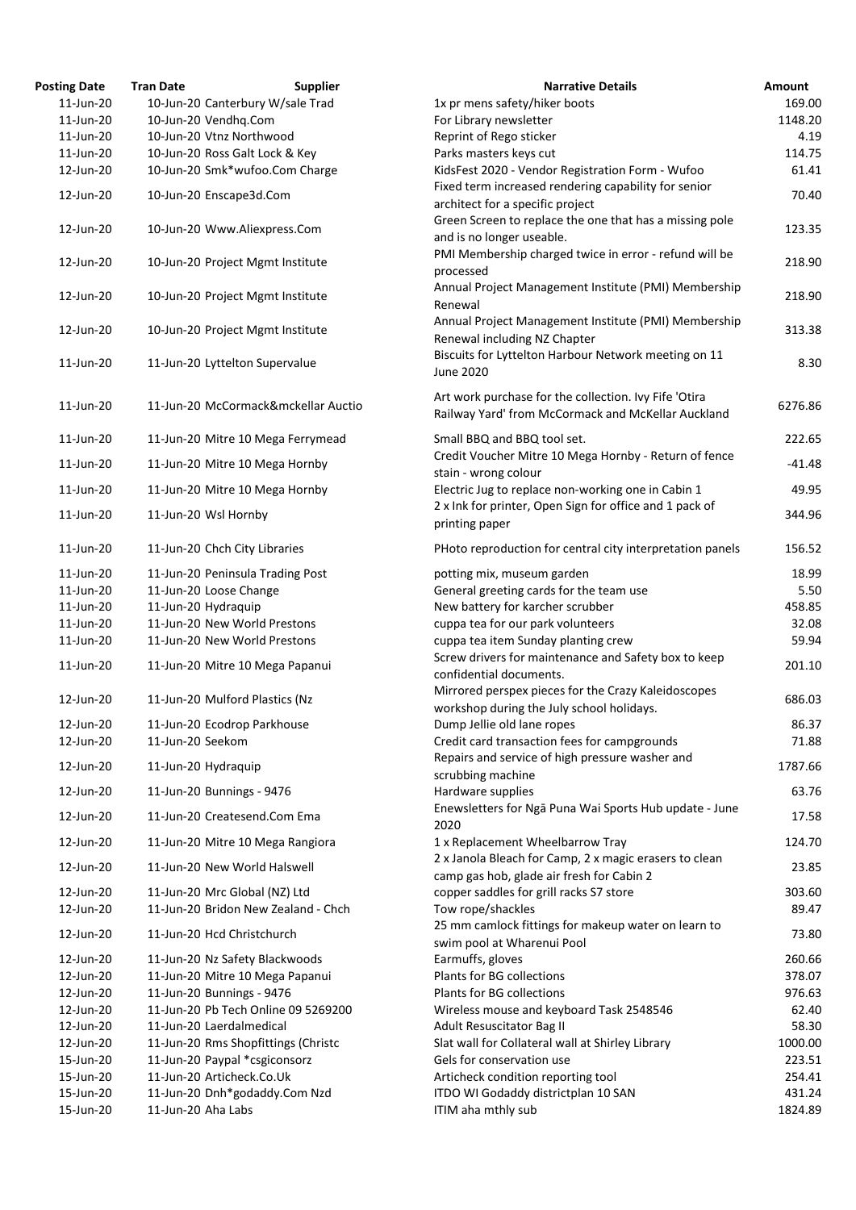| Posting Date | Tran Date | Supplier | Narrative Details | Amount |
|---|---|---|---|---|
| 11-Jun-20 | 10-Jun-20 | Canterbury W/sale Trad | 1x pr mens safety/hiker boots | 169.00 |
| 11-Jun-20 | 10-Jun-20 | Vendhq.Com | For Library newsletter | 1148.20 |
| 11-Jun-20 | 10-Jun-20 | Vtnz Northwood | Reprint of Rego sticker | 4.19 |
| 11-Jun-20 | 10-Jun-20 | Ross Galt Lock & Key | Parks masters keys cut | 114.75 |
| 12-Jun-20 | 10-Jun-20 | Smk*wufoo.Com Charge | KidsFest 2020 - Vendor Registration Form - Wufoo | 61.41 |
| 12-Jun-20 | 10-Jun-20 | Enscape3d.Com | Fixed term increased rendering capability for senior architect for a specific project | 70.40 |
| 12-Jun-20 | 10-Jun-20 | Www.Aliexpress.Com | Green Screen to replace the one that has a missing pole and is no longer useable. | 123.35 |
| 12-Jun-20 | 10-Jun-20 | Project Mgmt Institute | PMI Membership charged twice in error - refund will be processed | 218.90 |
| 12-Jun-20 | 10-Jun-20 | Project Mgmt Institute | Annual Project Management Institute (PMI) Membership Renewal | 218.90 |
| 12-Jun-20 | 10-Jun-20 | Project Mgmt Institute | Annual Project Management Institute (PMI) Membership Renewal including NZ Chapter | 313.38 |
| 11-Jun-20 | 11-Jun-20 | Lyttelton Supervalue | Biscuits for Lyttelton Harbour Network meeting on 11 June 2020 | 8.30 |
| 11-Jun-20 | 11-Jun-20 | McCormack&mckellar Auctio | Art work purchase for the collection. Ivy Fife 'Otira Railway Yard' from McCormack and McKellar Auckland | 6276.86 |
| 11-Jun-20 | 11-Jun-20 | Mitre 10 Mega Ferrymead | Small BBQ and BBQ tool set. | 222.65 |
| 11-Jun-20 | 11-Jun-20 | Mitre 10 Mega Hornby | Credit Voucher Mitre 10 Mega Hornby - Return of fence stain - wrong colour | -41.48 |
| 11-Jun-20 | 11-Jun-20 | Mitre 10 Mega Hornby | Electric Jug to replace non-working one in Cabin 1 | 49.95 |
| 11-Jun-20 | 11-Jun-20 | Wsl Hornby | 2 x Ink for printer, Open Sign for office and 1 pack of printing paper | 344.96 |
| 11-Jun-20 | 11-Jun-20 | Chch City Libraries | PHoto reproduction for central city interpretation panels | 156.52 |
| 11-Jun-20 | 11-Jun-20 | Peninsula Trading Post | potting mix, museum garden | 18.99 |
| 11-Jun-20 | 11-Jun-20 | Loose Change | General greeting cards for the team use | 5.50 |
| 11-Jun-20 | 11-Jun-20 | Hydraquip | New battery for karcher scrubber | 458.85 |
| 11-Jun-20 | 11-Jun-20 | New World Prestons | cuppa tea for our park volunteers | 32.08 |
| 11-Jun-20 | 11-Jun-20 | New World Prestons | cuppa tea item Sunday planting crew | 59.94 |
| 11-Jun-20 | 11-Jun-20 | Mitre 10 Mega Papanui | Screw drivers for maintenance and Safety box to keep confidential documents. | 201.10 |
| 12-Jun-20 | 11-Jun-20 | Mulford Plastics (Nz | Mirrored perspex pieces for the Crazy Kaleidoscopes workshop during the July school holidays. | 686.03 |
| 12-Jun-20 | 11-Jun-20 | Ecodrop Parkhouse | Dump Jellie old lane ropes | 86.37 |
| 12-Jun-20 | 11-Jun-20 | Seekom | Credit card transaction fees for campgrounds | 71.88 |
| 12-Jun-20 | 11-Jun-20 | Hydraquip | Repairs and service of high pressure washer and scrubbing machine | 1787.66 |
| 12-Jun-20 | 11-Jun-20 | Bunnings - 9476 | Hardware supplies | 63.76 |
| 12-Jun-20 | 11-Jun-20 | Createsend.Com Ema | Enewsletters for Ngā Puna Wai Sports Hub update - June 2020 | 17.58 |
| 12-Jun-20 | 11-Jun-20 | Mitre 10 Mega Rangiora | 1 x Replacement Wheelbarrow Tray | 124.70 |
| 12-Jun-20 | 11-Jun-20 | New World Halswell | 2 x Janola Bleach for Camp, 2 x magic erasers to clean camp gas hob, glade air fresh for Cabin 2 | 23.85 |
| 12-Jun-20 | 11-Jun-20 | Mrc Global (NZ) Ltd | copper saddles for grill racks S7 store | 303.60 |
| 12-Jun-20 | 11-Jun-20 | Bridon New Zealand - Chch | Tow rope/shackles | 89.47 |
| 12-Jun-20 | 11-Jun-20 | Hcd Christchurch | 25 mm camlock fittings for makeup water on learn to swim pool at Wharenui Pool | 73.80 |
| 12-Jun-20 | 11-Jun-20 | Nz Safety Blackwoods | Earmuffs, gloves | 260.66 |
| 12-Jun-20 | 11-Jun-20 | Mitre 10 Mega Papanui | Plants for BG collections | 378.07 |
| 12-Jun-20 | 11-Jun-20 | Bunnings - 9476 | Plants for BG collections | 976.63 |
| 12-Jun-20 | 11-Jun-20 | Pb Tech Online 09 5269200 | Wireless mouse and keyboard Task 2548546 | 62.40 |
| 12-Jun-20 | 11-Jun-20 | Laerdalmedical | Adult Resuscitator Bag II | 58.30 |
| 12-Jun-20 | 11-Jun-20 | Rms Shopfittings (Christc | Slat wall for Collateral wall at Shirley Library | 1000.00 |
| 15-Jun-20 | 11-Jun-20 | Paypal *csgiconsorz | Gels for conservation use | 223.51 |
| 15-Jun-20 | 11-Jun-20 | Articheck.Co.Uk | Articheck condition reporting tool | 254.41 |
| 15-Jun-20 | 11-Jun-20 | Dnh*godaddy.Com Nzd | ITDO WI Godaddy districtplan 10 SAN | 431.24 |
| 15-Jun-20 | 11-Jun-20 | Aha Labs | ITIM aha mthly sub | 1824.89 |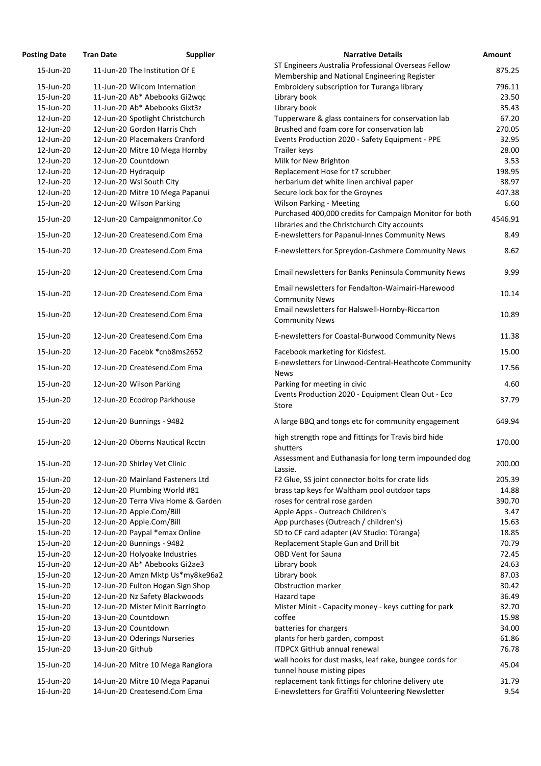| Posting Date | Tran Date | Supplier | Narrative Details | Amount |
|---|---|---|---|---|
| 15-Jun-20 | 11-Jun-20 | The Institution Of E | ST Engineers Australia Professional Overseas Fellow Membership and National Engineering Register | 875.25 |
| 15-Jun-20 | 11-Jun-20 | Wilcom Internation | Embroidery subscription for Turanga library | 796.11 |
| 15-Jun-20 | 11-Jun-20 | Ab* Abebooks Gi2wqc | Library book | 23.50 |
| 15-Jun-20 | 11-Jun-20 | Ab* Abebooks Gixt3z | Library book | 35.43 |
| 12-Jun-20 | 12-Jun-20 | Spotlight Christchurch | Tupperware & glass containers for conservation lab | 67.20 |
| 12-Jun-20 | 12-Jun-20 | Gordon Harris Chch | Brushed and foam core for conservation lab | 270.05 |
| 12-Jun-20 | 12-Jun-20 | Placemakers Cranford | Events Production 2020 - Safety Equipment - PPE | 32.95 |
| 12-Jun-20 | 12-Jun-20 | Mitre 10 Mega Hornby | Trailer keys | 28.00 |
| 12-Jun-20 | 12-Jun-20 | Countdown | Milk for New Brighton | 3.53 |
| 12-Jun-20 | 12-Jun-20 | Hydraquip | Replacement Hose for t7 scrubber | 198.95 |
| 12-Jun-20 | 12-Jun-20 | Wsl South City | herbarium det white linen archival paper | 38.97 |
| 12-Jun-20 | 12-Jun-20 | Mitre 10 Mega Papanui | Secure lock box for the Groynes | 407.38 |
| 15-Jun-20 | 12-Jun-20 | Wilson Parking | Wilson Parking - Meeting | 6.60 |
| 15-Jun-20 | 12-Jun-20 | Campaignmonitor.Co | Purchased 400,000 credits for Campaign Monitor for both Libraries and the Christchurch City accounts | 4546.91 |
| 15-Jun-20 | 12-Jun-20 | Createsend.Com Ema | E-newsletters for Papanui-Innes Community News | 8.49 |
| 15-Jun-20 | 12-Jun-20 | Createsend.Com Ema | E-newsletters for Spreydon-Cashmere Community News | 8.62 |
| 15-Jun-20 | 12-Jun-20 | Createsend.Com Ema | Email newsletters for Banks Peninsula Community News | 9.99 |
| 15-Jun-20 | 12-Jun-20 | Createsend.Com Ema | Email newsletters for Fendalton-Waimairi-Harewood Community News | 10.14 |
| 15-Jun-20 | 12-Jun-20 | Createsend.Com Ema | Email newsletters for Halswell-Hornby-Riccarton Community News | 10.89 |
| 15-Jun-20 | 12-Jun-20 | Createsend.Com Ema | E-newsletters for Coastal-Burwood Community News | 11.38 |
| 15-Jun-20 | 12-Jun-20 | Facebk *cnb8ms2652 | Facebook marketing for Kidsfest. | 15.00 |
| 15-Jun-20 | 12-Jun-20 | Createsend.Com Ema | E-newsletters for Linwood-Central-Heathcote Community News | 17.56 |
| 15-Jun-20 | 12-Jun-20 | Wilson Parking | Parking for meeting in civic | 4.60 |
| 15-Jun-20 | 12-Jun-20 | Ecodrop Parkhouse | Events Production 2020 - Equipment Clean Out - Eco Store | 37.79 |
| 15-Jun-20 | 12-Jun-20 | Bunnings - 9482 | A large BBQ and tongs etc for community engagement | 649.94 |
| 15-Jun-20 | 12-Jun-20 | Oborns Nautical Rcctn | high strength rope and fittings for Travis bird hide shutters | 170.00 |
| 15-Jun-20 | 12-Jun-20 | Shirley Vet Clinic | Assessment and Euthanasia for long term impounded dog Lassie. | 200.00 |
| 15-Jun-20 | 12-Jun-20 | Mainland Fasteners Ltd | F2 Glue, SS joint connector bolts for crate lids | 205.39 |
| 15-Jun-20 | 12-Jun-20 | Plumbing World #81 | brass tap keys for Waltham pool outdoor taps | 14.88 |
| 15-Jun-20 | 12-Jun-20 | Terra Viva Home & Garden | roses for central rose garden | 390.70 |
| 15-Jun-20 | 12-Jun-20 | Apple.Com/Bill | Apple Apps - Outreach Children's | 3.47 |
| 15-Jun-20 | 12-Jun-20 | Apple.Com/Bill | App purchases (Outreach / children's) | 15.63 |
| 15-Jun-20 | 12-Jun-20 | Paypal *emax Online | SD to CF card adapter (AV Studio: Tūranga) | 18.85 |
| 15-Jun-20 | 12-Jun-20 | Bunnings - 9482 | Replacement Staple Gun and Drill bit | 70.79 |
| 15-Jun-20 | 12-Jun-20 | Holyoake Industries | OBD Vent for Sauna | 72.45 |
| 15-Jun-20 | 12-Jun-20 | Ab* Abebooks Gi2ae3 | Library book | 24.63 |
| 15-Jun-20 | 12-Jun-20 | Amzn Mktp Us*my8ke96a2 | Library book | 87.03 |
| 15-Jun-20 | 12-Jun-20 | Fulton Hogan Sign Shop | Obstruction marker | 30.42 |
| 15-Jun-20 | 12-Jun-20 | Nz Safety Blackwoods | Hazard tape | 36.49 |
| 15-Jun-20 | 12-Jun-20 | Mister Minit Barringto | Mister Minit - Capacity money - keys cutting for park | 32.70 |
| 15-Jun-20 | 13-Jun-20 | Countdown | coffee | 15.98 |
| 15-Jun-20 | 13-Jun-20 | Countdown | batteries for chargers | 34.00 |
| 15-Jun-20 | 13-Jun-20 | Oderings Nurseries | plants for herb garden, compost | 61.86 |
| 15-Jun-20 | 13-Jun-20 | Github | ITDPCX GitHub annual renewal | 76.78 |
| 15-Jun-20 | 14-Jun-20 | Mitre 10 Mega Rangiora | wall hooks for dust masks, leaf rake, bungee cords for tunnel house misting pipes | 45.04 |
| 15-Jun-20 | 14-Jun-20 | Mitre 10 Mega Papanui | replacement tank fittings for chlorine delivery ute | 31.79 |
| 16-Jun-20 | 14-Jun-20 | Createsend.Com Ema | E-newsletters for Graffiti Volunteering Newsletter | 9.54 |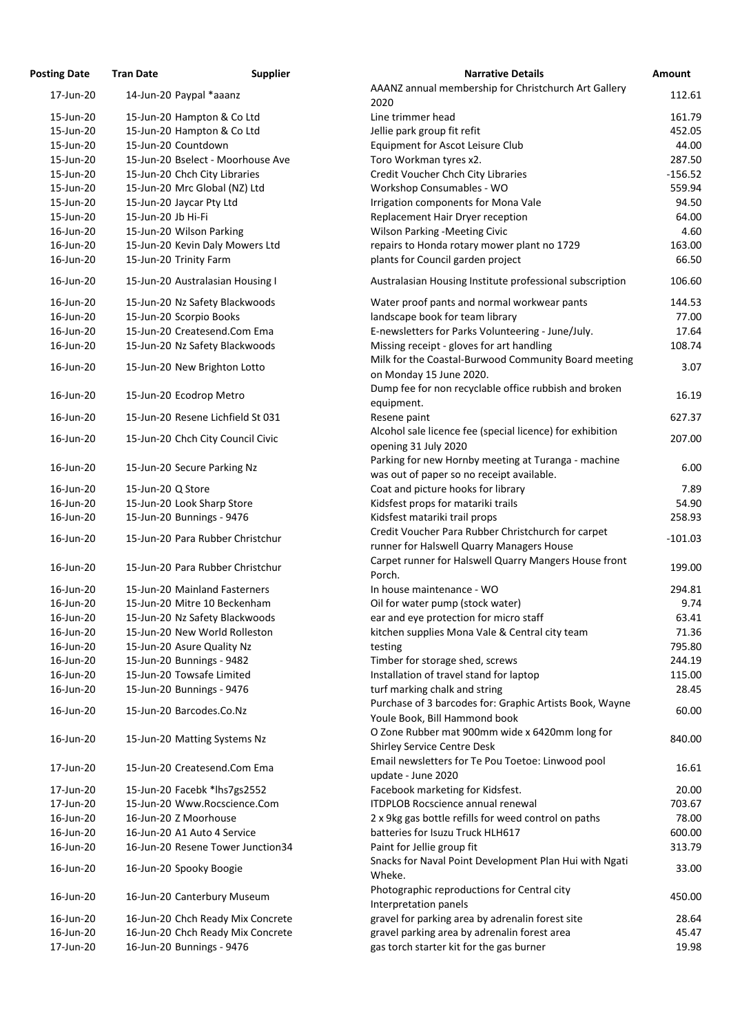| Posting Date | Tran Date | Supplier | Narrative Details | Amount |
|---|---|---|---|---|
| 17-Jun-20 | 14-Jun-20 | Paypal *aaanz | AAANZ annual membership for Christchurch Art Gallery 2020 | 112.61 |
| 15-Jun-20 | 15-Jun-20 | Hampton & Co Ltd | Line trimmer head | 161.79 |
| 15-Jun-20 | 15-Jun-20 | Hampton & Co Ltd | Jellie park group fit refit | 452.05 |
| 15-Jun-20 | 15-Jun-20 | Countdown | Equipment for Ascot Leisure Club | 44.00 |
| 15-Jun-20 | 15-Jun-20 | Bselect - Moorhouse Ave | Toro Workman tyres x2. | 287.50 |
| 15-Jun-20 | 15-Jun-20 | Chch City Libraries | Credit Voucher Chch City Libraries | -156.52 |
| 15-Jun-20 | 15-Jun-20 | Mrc Global (NZ) Ltd | Workshop Consumables - WO | 559.94 |
| 15-Jun-20 | 15-Jun-20 | Jaycar Pty Ltd | Irrigation components for Mona Vale | 94.50 |
| 15-Jun-20 | 15-Jun-20 | Jb Hi-Fi | Replacement Hair Dryer reception | 64.00 |
| 16-Jun-20 | 15-Jun-20 | Wilson Parking | Wilson Parking -Meeting Civic | 4.60 |
| 16-Jun-20 | 15-Jun-20 | Kevin Daly Mowers Ltd | repairs to Honda rotary mower plant no 1729 | 163.00 |
| 16-Jun-20 | 15-Jun-20 | Trinity Farm | plants for Council garden project | 66.50 |
| 16-Jun-20 | 15-Jun-20 | Australasian Housing I | Australasian Housing Institute professional subscription | 106.60 |
| 16-Jun-20 | 15-Jun-20 | Nz Safety Blackwoods | Water proof pants and normal workwear pants | 144.53 |
| 16-Jun-20 | 15-Jun-20 | Scorpio Books | landscape book for team library | 77.00 |
| 16-Jun-20 | 15-Jun-20 | Createsend.Com Ema | E-newsletters for Parks Volunteering - June/July. | 17.64 |
| 16-Jun-20 | 15-Jun-20 | Nz Safety Blackwoods | Missing receipt - gloves for art handling | 108.74 |
| 16-Jun-20 | 15-Jun-20 | New Brighton Lotto | Milk for the Coastal-Burwood Community Board meeting on Monday 15 June 2020. | 3.07 |
| 16-Jun-20 | 15-Jun-20 | Ecodrop Metro | Dump fee for non recyclable office rubbish and broken equipment. | 16.19 |
| 16-Jun-20 | 15-Jun-20 | Resene Lichfield St 031 | Resene paint | 627.37 |
| 16-Jun-20 | 15-Jun-20 | Chch City Council Civic | Alcohol sale licence fee (special licence) for exhibition opening 31 July 2020 | 207.00 |
| 16-Jun-20 | 15-Jun-20 | Secure Parking Nz | Parking for new Hornby meeting at Turanga - machine was out of paper so no receipt available. | 6.00 |
| 16-Jun-20 | 15-Jun-20 | Q Store | Coat and picture hooks for library | 7.89 |
| 16-Jun-20 | 15-Jun-20 | Look Sharp Store | Kidsfest props for matariki trails | 54.90 |
| 16-Jun-20 | 15-Jun-20 | Bunnings - 9476 | Kidsfest matariki trail props | 258.93 |
| 16-Jun-20 | 15-Jun-20 | Para Rubber Christchur | Credit Voucher Para Rubber Christchurch for carpet runner for Halswell Quarry Managers House | -101.03 |
| 16-Jun-20 | 15-Jun-20 | Para Rubber Christchur | Carpet runner for Halswell Quarry Mangers House front Porch. | 199.00 |
| 16-Jun-20 | 15-Jun-20 | Mainland Fasterners | In house maintenance - WO | 294.81 |
| 16-Jun-20 | 15-Jun-20 | Mitre 10 Beckenham | Oil for water pump (stock water) | 9.74 |
| 16-Jun-20 | 15-Jun-20 | Nz Safety Blackwoods | ear and eye protection for micro staff | 63.41 |
| 16-Jun-20 | 15-Jun-20 | New World Rolleston | kitchen supplies Mona Vale & Central city team | 71.36 |
| 16-Jun-20 | 15-Jun-20 | Asure Quality Nz | testing | 795.80 |
| 16-Jun-20 | 15-Jun-20 | Bunnings - 9482 | Timber for storage shed, screws | 244.19 |
| 16-Jun-20 | 15-Jun-20 | Towsafe Limited | Installation of travel stand for laptop | 115.00 |
| 16-Jun-20 | 15-Jun-20 | Bunnings - 9476 | turf marking chalk and string | 28.45 |
| 16-Jun-20 | 15-Jun-20 | Barcodes.Co.Nz | Purchase of 3 barcodes for: Graphic Artists Book, Wayne Youle Book, Bill Hammond book | 60.00 |
| 16-Jun-20 | 15-Jun-20 | Matting Systems Nz | O Zone Rubber mat 900mm wide x 6420mm long for Shirley Service Centre Desk | 840.00 |
| 17-Jun-20 | 15-Jun-20 | Createsend.Com Ema | Email newsletters for Te Pou Toetoe: Linwood pool update - June 2020 | 16.61 |
| 17-Jun-20 | 15-Jun-20 | Facebk *lhs7gs2552 | Facebook marketing for Kidsfest. | 20.00 |
| 17-Jun-20 | 15-Jun-20 | Www.Rocscience.Com | ITDPLOB Rocscience annual renewal | 703.67 |
| 16-Jun-20 | 16-Jun-20 | Z Moorhouse | 2 x 9kg gas bottle refills for weed control on paths | 78.00 |
| 16-Jun-20 | 16-Jun-20 | A1 Auto 4 Service | batteries for Isuzu Truck HLH617 | 600.00 |
| 16-Jun-20 | 16-Jun-20 | Resene Tower Junction34 | Paint for Jellie group fit | 313.79 |
| 16-Jun-20 | 16-Jun-20 | Spooky Boogie | Snacks for Naval Point Development Plan Hui with Ngati Wheke. | 33.00 |
| 16-Jun-20 | 16-Jun-20 | Canterbury Museum | Photographic reproductions for Central city Interpretation panels | 450.00 |
| 16-Jun-20 | 16-Jun-20 | Chch Ready Mix Concrete | gravel for parking area by adrenalin forest site | 28.64 |
| 16-Jun-20 | 16-Jun-20 | Chch Ready Mix Concrete | gravel parking area by adrenalin forest area | 45.47 |
| 17-Jun-20 | 16-Jun-20 | Bunnings - 9476 | gas torch starter kit for the gas burner | 19.98 |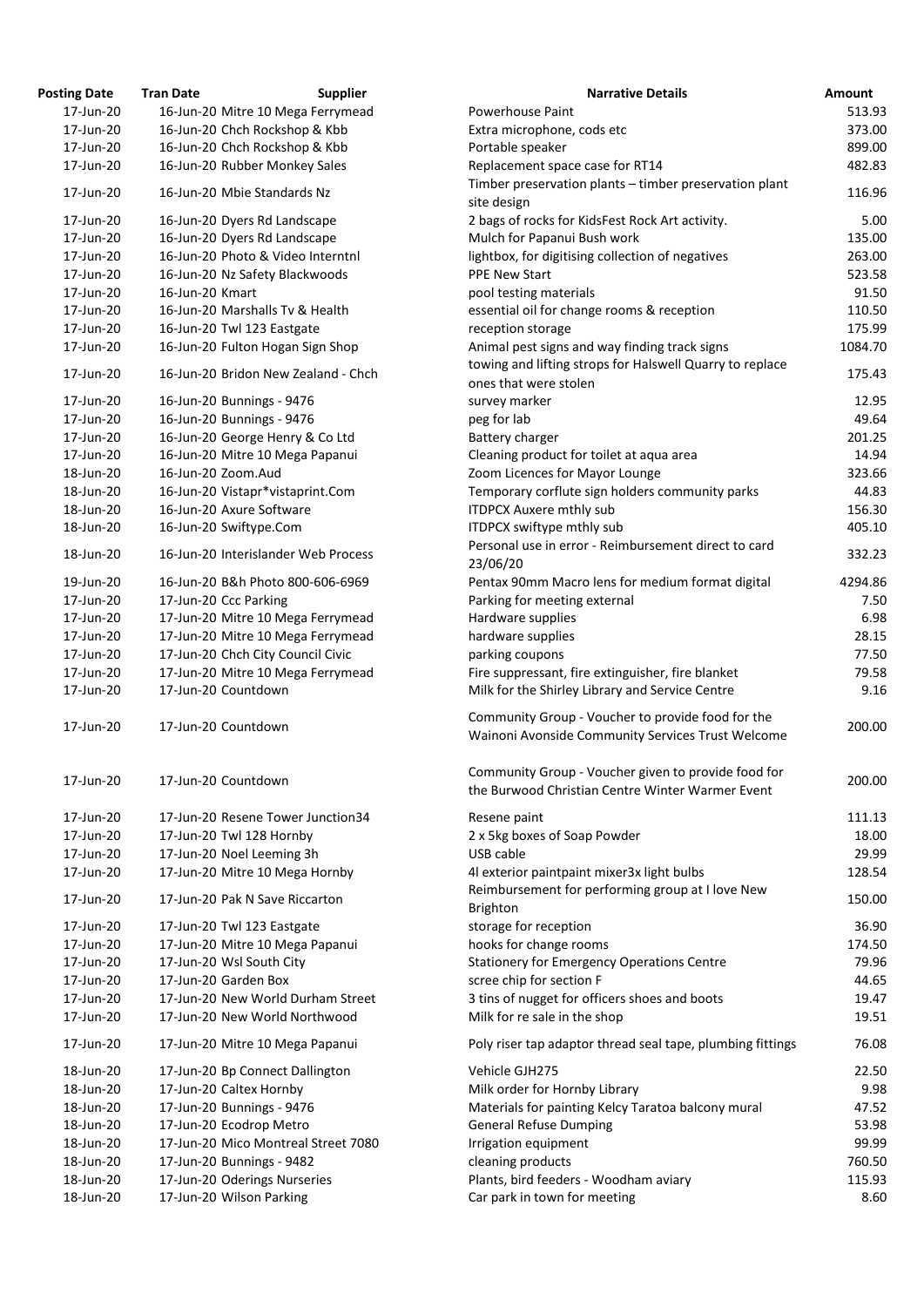| Posting Date | Tran Date | Supplier | Narrative Details | Amount |
|---|---|---|---|---|
| 17-Jun-20 | 16-Jun-20 | Mitre 10 Mega Ferrymead | Powerhouse Paint | 513.93 |
| 17-Jun-20 | 16-Jun-20 | Chch Rockshop & Kbb | Extra microphone, cods etc | 373.00 |
| 17-Jun-20 | 16-Jun-20 | Chch Rockshop & Kbb | Portable speaker | 899.00 |
| 17-Jun-20 | 16-Jun-20 | Rubber Monkey Sales | Replacement space case for RT14 | 482.83 |
| 17-Jun-20 | 16-Jun-20 | Mbie Standards Nz | Timber preservation plants – timber preservation plant site design | 116.96 |
| 17-Jun-20 | 16-Jun-20 | Dyers Rd Landscape | 2 bags of rocks for KidsFest Rock Art activity. | 5.00 |
| 17-Jun-20 | 16-Jun-20 | Dyers Rd Landscape | Mulch for Papanui Bush work | 135.00 |
| 17-Jun-20 | 16-Jun-20 | Photo & Video Interntnl | lightbox, for digitising collection of negatives | 263.00 |
| 17-Jun-20 | 16-Jun-20 | Nz Safety Blackwoods | PPE New Start | 523.58 |
| 17-Jun-20 | 16-Jun-20 | Kmart | pool testing materials | 91.50 |
| 17-Jun-20 | 16-Jun-20 | Marshalls Tv & Health | essential oil for change rooms & reception | 110.50 |
| 17-Jun-20 | 16-Jun-20 | Twl 123 Eastgate | reception storage | 175.99 |
| 17-Jun-20 | 16-Jun-20 | Fulton Hogan Sign Shop | Animal pest signs and way finding track signs | 1084.70 |
| 17-Jun-20 | 16-Jun-20 | Bridon New Zealand - Chch | towing and lifting strops for Halswell Quarry to replace ones that were stolen | 175.43 |
| 17-Jun-20 | 16-Jun-20 | Bunnings - 9476 | survey marker | 12.95 |
| 17-Jun-20 | 16-Jun-20 | Bunnings - 9476 | peg for lab | 49.64 |
| 17-Jun-20 | 16-Jun-20 | George Henry & Co Ltd | Battery charger | 201.25 |
| 17-Jun-20 | 16-Jun-20 | Mitre 10 Mega Papanui | Cleaning product for toilet at aqua area | 14.94 |
| 18-Jun-20 | 16-Jun-20 | Zoom.Aud | Zoom Licences for Mayor Lounge | 323.66 |
| 18-Jun-20 | 16-Jun-20 | Vistapr*vistaprint.Com | Temporary corflute sign holders community parks | 44.83 |
| 18-Jun-20 | 16-Jun-20 | Axure Software | ITDPCX Auxere mthly sub | 156.30 |
| 18-Jun-20 | 16-Jun-20 | Swiftype.Com | ITDPCX swiftype mthly sub | 405.10 |
| 18-Jun-20 | 16-Jun-20 | Interislander Web Process | Personal use in error - Reimbursement direct to card 23/06/20 | 332.23 |
| 19-Jun-20 | 16-Jun-20 | B&h Photo 800-606-6969 | Pentax 90mm Macro lens for medium format digital | 4294.86 |
| 17-Jun-20 | 17-Jun-20 | Ccc Parking | Parking for meeting external | 7.50 |
| 17-Jun-20 | 17-Jun-20 | Mitre 10 Mega Ferrymead | Hardware supplies | 6.98 |
| 17-Jun-20 | 17-Jun-20 | Mitre 10 Mega Ferrymead | hardware supplies | 28.15 |
| 17-Jun-20 | 17-Jun-20 | Chch City Council Civic | parking coupons | 77.50 |
| 17-Jun-20 | 17-Jun-20 | Mitre 10 Mega Ferrymead | Fire suppressant, fire extinguisher, fire blanket | 79.58 |
| 17-Jun-20 | 17-Jun-20 | Countdown | Milk for the Shirley Library and Service Centre | 9.16 |
| 17-Jun-20 | 17-Jun-20 | Countdown | Community Group - Voucher to provide food for the Wainoni Avonside Community Services Trust Welcome | 200.00 |
| 17-Jun-20 | 17-Jun-20 | Countdown | Community Group - Voucher given to provide food for the Burwood Christian Centre Winter Warmer Event | 200.00 |
| 17-Jun-20 | 17-Jun-20 | Resene Tower Junction34 | Resene paint | 111.13 |
| 17-Jun-20 | 17-Jun-20 | Twl 128 Hornby | 2 x 5kg boxes of Soap Powder | 18.00 |
| 17-Jun-20 | 17-Jun-20 | Noel Leeming 3h | USB cable | 29.99 |
| 17-Jun-20 | 17-Jun-20 | Mitre 10 Mega Hornby | 4l exterior paintpaint mixer3x light bulbs | 128.54 |
| 17-Jun-20 | 17-Jun-20 | Pak N Save Riccarton | Reimbursement for performing group at I love New Brighton | 150.00 |
| 17-Jun-20 | 17-Jun-20 | Twl 123 Eastgate | storage for reception | 36.90 |
| 17-Jun-20 | 17-Jun-20 | Mitre 10 Mega Papanui | hooks for change rooms | 174.50 |
| 17-Jun-20 | 17-Jun-20 | Wsl South City | Stationery for Emergency Operations Centre | 79.96 |
| 17-Jun-20 | 17-Jun-20 | Garden Box | scree chip for section F | 44.65 |
| 17-Jun-20 | 17-Jun-20 | New World Durham Street | 3 tins of nugget for officers shoes and boots | 19.47 |
| 17-Jun-20 | 17-Jun-20 | New World Northwood | Milk for re sale in the shop | 19.51 |
| 17-Jun-20 | 17-Jun-20 | Mitre 10 Mega Papanui | Poly riser tap adaptor thread seal tape, plumbing fittings | 76.08 |
| 18-Jun-20 | 17-Jun-20 | Bp Connect Dallington | Vehicle GJH275 | 22.50 |
| 18-Jun-20 | 17-Jun-20 | Caltex Hornby | Milk order for Hornby Library | 9.98 |
| 18-Jun-20 | 17-Jun-20 | Bunnings - 9476 | Materials for painting Kelcy Taratoa balcony mural | 47.52 |
| 18-Jun-20 | 17-Jun-20 | Ecodrop Metro | General Refuse Dumping | 53.98 |
| 18-Jun-20 | 17-Jun-20 | Mico Montreal Street 7080 | Irrigation equipment | 99.99 |
| 18-Jun-20 | 17-Jun-20 | Bunnings - 9482 | cleaning products | 760.50 |
| 18-Jun-20 | 17-Jun-20 | Oderings Nurseries | Plants, bird feeders - Woodham aviary | 115.93 |
| 18-Jun-20 | 17-Jun-20 | Wilson Parking | Car park in town for meeting | 8.60 |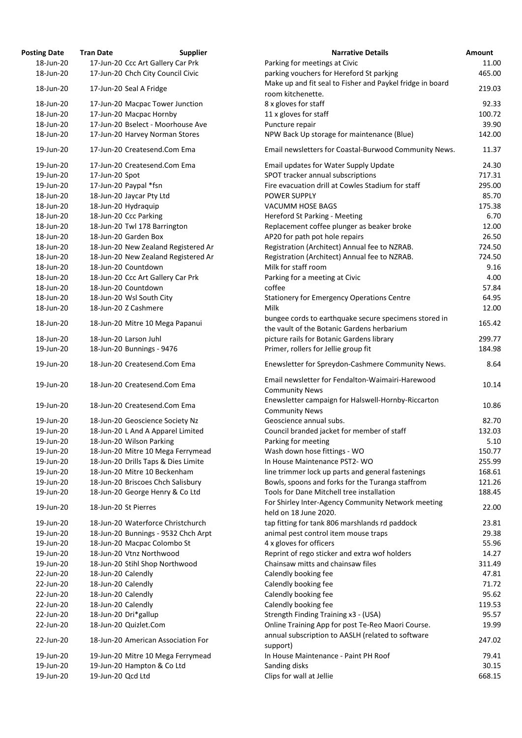| Posting Date | Tran Date | Supplier | Narrative Details | Amount |
| --- | --- | --- | --- | --- |
| 18-Jun-20 | 17-Jun-20 | Ccc Art Gallery Car Prk | Parking for meetings at Civic | 11.00 |
| 18-Jun-20 | 17-Jun-20 | Chch City Council Civic | parking vouchers for Hereford St parkjng | 465.00 |
| 18-Jun-20 | 17-Jun-20 | Seal A Fridge | Make up and fit seal to Fisher and Paykel fridge in board room kitchenette. | 219.03 |
| 18-Jun-20 | 17-Jun-20 | Macpac Tower Junction | 8 x gloves for staff | 92.33 |
| 18-Jun-20 | 17-Jun-20 | Macpac Hornby | 11 x gloves for staff | 100.72 |
| 18-Jun-20 | 17-Jun-20 | Bselect - Moorhouse Ave | Puncture repair | 39.90 |
| 18-Jun-20 | 17-Jun-20 | Harvey Norman Stores | NPW Back Up storage for maintenance (Blue) | 142.00 |
| 19-Jun-20 | 17-Jun-20 | Createsend.Com Ema | Email newsletters for Coastal-Burwood Community News. | 11.37 |
| 19-Jun-20 | 17-Jun-20 | Createsend.Com Ema | Email updates for Water Supply Update | 24.30 |
| 19-Jun-20 | 17-Jun-20 | Spot | SPOT tracker annual subscriptions | 717.31 |
| 19-Jun-20 | 17-Jun-20 | Paypal *fsn | Fire evacuation drill at Cowles Stadium for staff | 295.00 |
| 18-Jun-20 | 18-Jun-20 | Jaycar Pty Ltd | POWER SUPPLY | 85.70 |
| 18-Jun-20 | 18-Jun-20 | Hydraquip | VACUMM HOSE BAGS | 175.38 |
| 18-Jun-20 | 18-Jun-20 | Ccc Parking | Hereford St Parking - Meeting | 6.70 |
| 18-Jun-20 | 18-Jun-20 | Twl 178 Barrington | Replacement coffee plunger as beaker broke | 12.00 |
| 18-Jun-20 | 18-Jun-20 | Garden Box | AP20 for path pot hole repairs | 26.50 |
| 18-Jun-20 | 18-Jun-20 | New Zealand Registered Ar | Registration (Architect) Annual fee to NZRAB. | 724.50 |
| 18-Jun-20 | 18-Jun-20 | New Zealand Registered Ar | Registration (Architect) Annual fee to NZRAB. | 724.50 |
| 18-Jun-20 | 18-Jun-20 | Countdown | Milk for staff room | 9.16 |
| 18-Jun-20 | 18-Jun-20 | Ccc Art Gallery Car Prk | Parking for a meeting at Civic | 4.00 |
| 18-Jun-20 | 18-Jun-20 | Countdown | coffee | 57.84 |
| 18-Jun-20 | 18-Jun-20 | Wsl South City | Stationery for Emergency Operations Centre | 64.95 |
| 18-Jun-20 | 18-Jun-20 | Z Cashmere | Milk | 12.00 |
| 18-Jun-20 | 18-Jun-20 | Mitre 10 Mega Papanui | bungee cords to earthquake secure specimens stored in the vault of the Botanic Gardens herbarium | 165.42 |
| 18-Jun-20 | 18-Jun-20 | Larson Juhl | picture rails for Botanic Gardens library | 299.77 |
| 19-Jun-20 | 18-Jun-20 | Bunnings - 9476 | Primer, rollers for Jellie group fit | 184.98 |
| 19-Jun-20 | 18-Jun-20 | Createsend.Com Ema | Enewsletter for Spreydon-Cashmere Community News. | 8.64 |
| 19-Jun-20 | 18-Jun-20 | Createsend.Com Ema | Email newsletter for Fendalton-Waimairi-Harewood Community News | 10.14 |
| 19-Jun-20 | 18-Jun-20 | Createsend.Com Ema | Enewsletter campaign for Halswell-Hornby-Riccarton Community News | 10.86 |
| 19-Jun-20 | 18-Jun-20 | Geoscience Society Nz | Geoscience annual subs. | 82.70 |
| 19-Jun-20 | 18-Jun-20 | L And A Apparel Limited | Council branded jacket for member of staff | 132.03 |
| 19-Jun-20 | 18-Jun-20 | Wilson Parking | Parking for meeting | 5.10 |
| 19-Jun-20 | 18-Jun-20 | Mitre 10 Mega Ferrymead | Wash down hose fittings - WO | 150.77 |
| 19-Jun-20 | 18-Jun-20 | Drills Taps & Dies Limite | In House Maintenance PST2- WO | 255.99 |
| 19-Jun-20 | 18-Jun-20 | Mitre 10 Beckenham | line trimmer lock up parts and general fastenings | 168.61 |
| 19-Jun-20 | 18-Jun-20 | Briscoes Chch Salisbury | Bowls, spoons and forks for the Turanga staffrom | 121.26 |
| 19-Jun-20 | 18-Jun-20 | George Henry & Co Ltd | Tools for Dane Mitchell tree installation | 188.45 |
| 19-Jun-20 | 18-Jun-20 | St Pierres | For Shirley Inter-Agency Community Network meeting held on 18 June 2020. | 22.00 |
| 19-Jun-20 | 18-Jun-20 | Waterforce Christchurch | tap fitting for tank 806 marshlands rd paddock | 23.81 |
| 19-Jun-20 | 18-Jun-20 | Bunnings - 9532 Chch Arpt | animal pest control item mouse traps | 29.38 |
| 19-Jun-20 | 18-Jun-20 | Macpac Colombo St | 4 x gloves for officers | 55.96 |
| 19-Jun-20 | 18-Jun-20 | Vtnz Northwood | Reprint of rego sticker and extra wof holders | 14.27 |
| 19-Jun-20 | 18-Jun-20 | Stihl Shop Northwood | Chainsaw mitts and chainsaw files | 311.49 |
| 22-Jun-20 | 18-Jun-20 | Calendly | Calendly booking fee | 47.81 |
| 22-Jun-20 | 18-Jun-20 | Calendly | Calendly booking fee | 71.72 |
| 22-Jun-20 | 18-Jun-20 | Calendly | Calendly booking fee | 95.62 |
| 22-Jun-20 | 18-Jun-20 | Calendly | Calendly booking fee | 119.53 |
| 22-Jun-20 | 18-Jun-20 | Dri*gallup | Strength Finding Training x3 - (USA) | 95.57 |
| 22-Jun-20 | 18-Jun-20 | Quizlet.Com | Online Training App for post Te-Reo Maori Course. | 19.99 |
| 22-Jun-20 | 18-Jun-20 | American Association For | annual subscription to AASLH (related to software support) | 247.02 |
| 19-Jun-20 | 19-Jun-20 | Mitre 10 Mega Ferrymead | In House Maintenance - Paint PH Roof | 79.41 |
| 19-Jun-20 | 19-Jun-20 | Hampton & Co Ltd | Sanding disks | 30.15 |
| 19-Jun-20 | 19-Jun-20 | Qcd Ltd | Clips for wall at Jellie | 668.15 |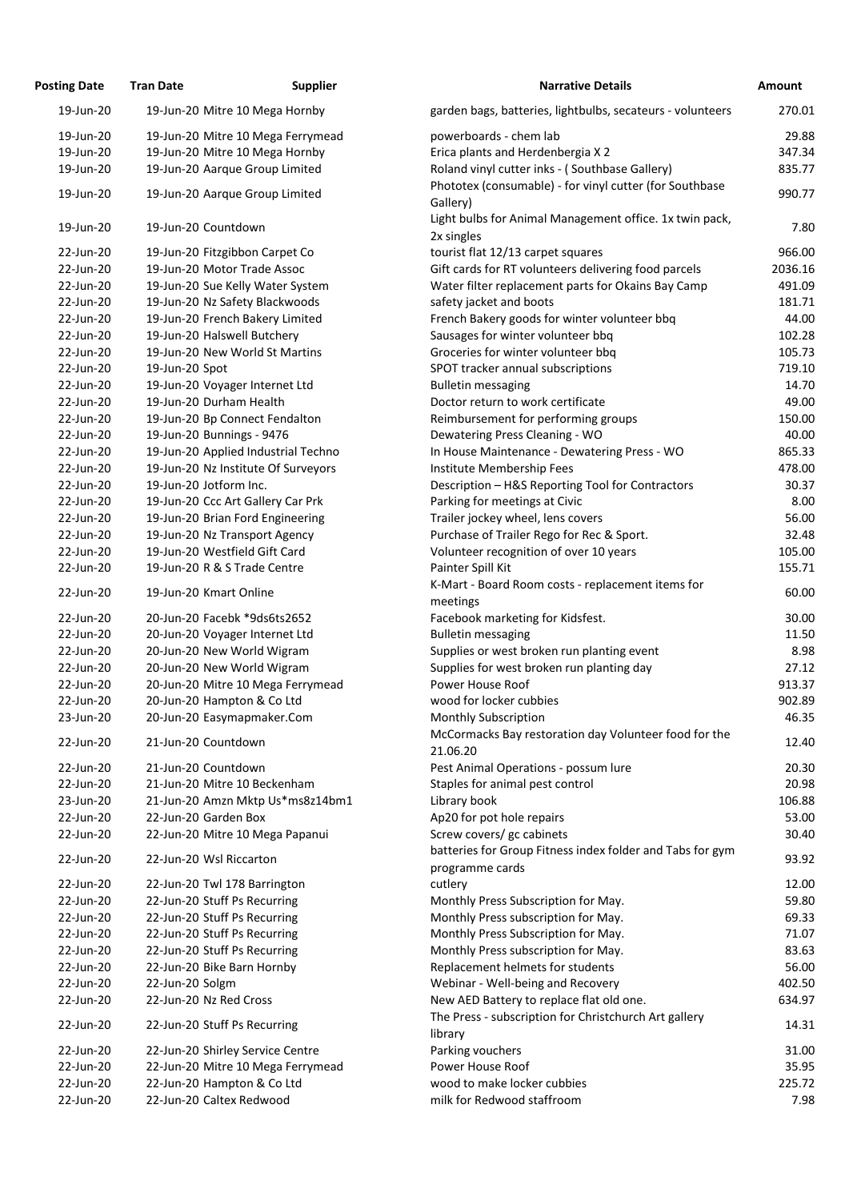| Posting Date | Tran Date | Supplier | Narrative Details | Amount |
|---|---|---|---|---|
| 19-Jun-20 | 19-Jun-20 | Mitre 10 Mega Hornby | garden bags, batteries, lightbulbs, secateurs - volunteers | 270.01 |
| 19-Jun-20 | 19-Jun-20 | Mitre 10 Mega Ferrymead | powerboards - chem lab | 29.88 |
| 19-Jun-20 | 19-Jun-20 | Mitre 10 Mega Hornby | Erica plants and Herdenbergia X 2 | 347.34 |
| 19-Jun-20 | 19-Jun-20 | Aarque Group Limited | Roland vinyl cutter inks - ( Southbase Gallery) | 835.77 |
| 19-Jun-20 | 19-Jun-20 | Aarque Group Limited | Phototex (consumable) - for vinyl cutter (for Southbase Gallery) | 990.77 |
| 19-Jun-20 | 19-Jun-20 | Countdown | Light bulbs for Animal Management office. 1x twin pack, 2x singles | 7.80 |
| 22-Jun-20 | 19-Jun-20 | Fitzgibbon Carpet Co | tourist flat 12/13 carpet squares | 966.00 |
| 22-Jun-20 | 19-Jun-20 | Motor Trade Assoc | Gift cards for RT volunteers delivering food parcels | 2036.16 |
| 22-Jun-20 | 19-Jun-20 | Sue Kelly Water System | Water filter replacement parts for Okains Bay Camp | 491.09 |
| 22-Jun-20 | 19-Jun-20 | Nz Safety Blackwoods | safety jacket and boots | 181.71 |
| 22-Jun-20 | 19-Jun-20 | French Bakery Limited | French Bakery goods for winter volunteer bbq | 44.00 |
| 22-Jun-20 | 19-Jun-20 | Halswell Butchery | Sausages for winter volunteer bbq | 102.28 |
| 22-Jun-20 | 19-Jun-20 | New World St Martins | Groceries for winter volunteer bbq | 105.73 |
| 22-Jun-20 | 19-Jun-20 | Spot | SPOT tracker annual subscriptions | 719.10 |
| 22-Jun-20 | 19-Jun-20 | Voyager Internet Ltd | Bulletin messaging | 14.70 |
| 22-Jun-20 | 19-Jun-20 | Durham Health | Doctor return to work certificate | 49.00 |
| 22-Jun-20 | 19-Jun-20 | Bp Connect Fendalton | Reimbursement for performing groups | 150.00 |
| 22-Jun-20 | 19-Jun-20 | Bunnings - 9476 | Dewatering Press Cleaning - WO | 40.00 |
| 22-Jun-20 | 19-Jun-20 | Applied Industrial Techno | In House Maintenance - Dewatering Press - WO | 865.33 |
| 22-Jun-20 | 19-Jun-20 | Nz Institute Of Surveyors | Institute Membership Fees | 478.00 |
| 22-Jun-20 | 19-Jun-20 | Jotform Inc. | Description – H&S Reporting Tool for Contractors | 30.37 |
| 22-Jun-20 | 19-Jun-20 | Ccc Art Gallery Car Prk | Parking for meetings at Civic | 8.00 |
| 22-Jun-20 | 19-Jun-20 | Brian Ford Engineering | Trailer jockey wheel, lens covers | 56.00 |
| 22-Jun-20 | 19-Jun-20 | Nz Transport Agency | Purchase of Trailer Rego for Rec & Sport. | 32.48 |
| 22-Jun-20 | 19-Jun-20 | Westfield Gift Card | Volunteer recognition of over 10 years | 105.00 |
| 22-Jun-20 | 19-Jun-20 | R & S Trade Centre | Painter Spill Kit | 155.71 |
| 22-Jun-20 | 19-Jun-20 | Kmart Online | K-Mart - Board Room costs - replacement items for meetings | 60.00 |
| 22-Jun-20 | 20-Jun-20 | Facebk *9ds6ts2652 | Facebook marketing for Kidsfest. | 30.00 |
| 22-Jun-20 | 20-Jun-20 | Voyager Internet Ltd | Bulletin messaging | 11.50 |
| 22-Jun-20 | 20-Jun-20 | New World Wigram | Supplies or west broken run planting event | 8.98 |
| 22-Jun-20 | 20-Jun-20 | New World Wigram | Supplies for west broken run planting day | 27.12 |
| 22-Jun-20 | 20-Jun-20 | Mitre 10 Mega Ferrymead | Power House Roof | 913.37 |
| 22-Jun-20 | 20-Jun-20 | Hampton & Co Ltd | wood for locker cubbies | 902.89 |
| 23-Jun-20 | 20-Jun-20 | Easymapmaker.Com | Monthly Subscription | 46.35 |
| 22-Jun-20 | 21-Jun-20 | Countdown | McCormacks Bay restoration day Volunteer food for the 21.06.20 | 12.40 |
| 22-Jun-20 | 21-Jun-20 | Countdown | Pest Animal Operations - possum lure | 20.30 |
| 22-Jun-20 | 21-Jun-20 | Mitre 10 Beckenham | Staples for animal pest control | 20.98 |
| 23-Jun-20 | 21-Jun-20 | Amzn Mktp Us*ms8z14bm1 | Library book | 106.88 |
| 22-Jun-20 | 22-Jun-20 | Garden Box | Ap20 for pot hole repairs | 53.00 |
| 22-Jun-20 | 22-Jun-20 | Mitre 10 Mega Papanui | Screw covers/ gc cabinets | 30.40 |
| 22-Jun-20 | 22-Jun-20 | Wsl Riccarton | batteries for Group Fitness index folder and Tabs for gym programme cards | 93.92 |
| 22-Jun-20 | 22-Jun-20 | Twl 178 Barrington | cutlery | 12.00 |
| 22-Jun-20 | 22-Jun-20 | Stuff Ps Recurring | Monthly Press Subscription for May. | 59.80 |
| 22-Jun-20 | 22-Jun-20 | Stuff Ps Recurring | Monthly Press subscription for May. | 69.33 |
| 22-Jun-20 | 22-Jun-20 | Stuff Ps Recurring | Monthly Press Subscription for May. | 71.07 |
| 22-Jun-20 | 22-Jun-20 | Stuff Ps Recurring | Monthly Press subscription for May. | 83.63 |
| 22-Jun-20 | 22-Jun-20 | Bike Barn Hornby | Replacement helmets for students | 56.00 |
| 22-Jun-20 | 22-Jun-20 | Solgm | Webinar - Well-being and Recovery | 402.50 |
| 22-Jun-20 | 22-Jun-20 | Nz Red Cross | New AED Battery to replace flat old one. | 634.97 |
| 22-Jun-20 | 22-Jun-20 | Stuff Ps Recurring | The Press - subscription for Christchurch Art gallery library | 14.31 |
| 22-Jun-20 | 22-Jun-20 | Shirley Service Centre | Parking vouchers | 31.00 |
| 22-Jun-20 | 22-Jun-20 | Mitre 10 Mega Ferrymead | Power House Roof | 35.95 |
| 22-Jun-20 | 22-Jun-20 | Hampton & Co Ltd | wood to make locker cubbies | 225.72 |
| 22-Jun-20 | 22-Jun-20 | Caltex Redwood | milk for Redwood staffroom | 7.98 |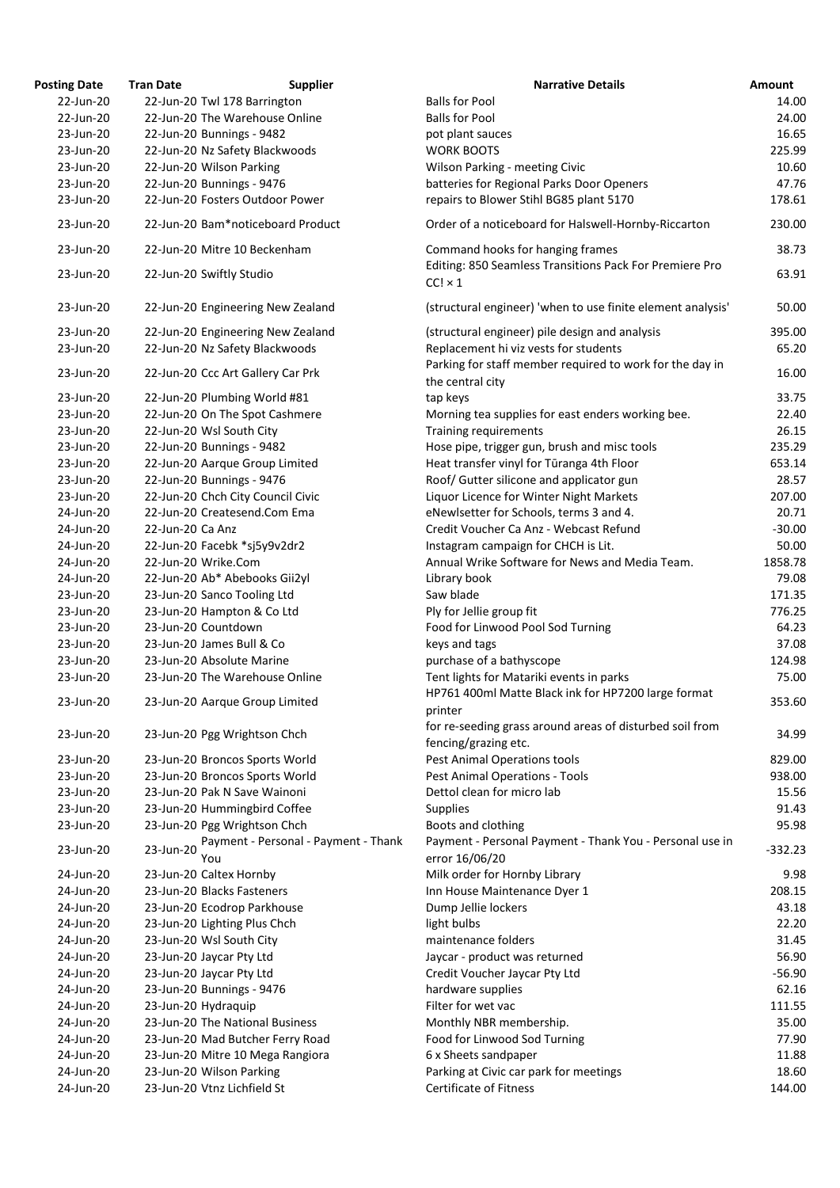| Posting Date | Tran Date | Supplier | Narrative Details | Amount |
|---|---|---|---|---|
| 22-Jun-20 | 22-Jun-20 | Twl 178 Barrington | Balls for Pool | 14.00 |
| 22-Jun-20 | 22-Jun-20 | The Warehouse Online | Balls for Pool | 24.00 |
| 23-Jun-20 | 22-Jun-20 | Bunnings - 9482 | pot plant sauces | 16.65 |
| 23-Jun-20 | 22-Jun-20 | Nz Safety Blackwoods | WORK BOOTS | 225.99 |
| 23-Jun-20 | 22-Jun-20 | Wilson Parking | Wilson Parking - meeting Civic | 10.60 |
| 23-Jun-20 | 22-Jun-20 | Bunnings - 9476 | batteries for Regional Parks Door Openers | 47.76 |
| 23-Jun-20 | 22-Jun-20 | Fosters Outdoor Power | repairs to Blower Stihl BG85 plant 5170 | 178.61 |
| 23-Jun-20 | 22-Jun-20 | Bam*noticeboard Product | Order of a noticeboard for Halswell-Hornby-Riccarton | 230.00 |
| 23-Jun-20 | 22-Jun-20 | Mitre 10 Beckenham | Command hooks for hanging frames | 38.73 |
| 23-Jun-20 | 22-Jun-20 | Swiftly Studio | Editing: 850 Seamless Transitions Pack For Premiere Pro CC! × 1 | 63.91 |
| 23-Jun-20 | 22-Jun-20 | Engineering New Zealand | (structural engineer) 'when to use finite element analysis' | 50.00 |
| 23-Jun-20 | 22-Jun-20 | Engineering New Zealand | (structural engineer) pile design and analysis | 395.00 |
| 23-Jun-20 | 22-Jun-20 | Nz Safety Blackwoods | Replacement hi viz vests for students | 65.20 |
| 23-Jun-20 | 22-Jun-20 | Ccc Art Gallery Car Prk | Parking for staff member required to work for the day in the central city | 16.00 |
| 23-Jun-20 | 22-Jun-20 | Plumbing World #81 | tap keys | 33.75 |
| 23-Jun-20 | 22-Jun-20 | On The Spot Cashmere | Morning tea supplies for east enders working bee. | 22.40 |
| 23-Jun-20 | 22-Jun-20 | Wsl South City | Training requirements | 26.15 |
| 23-Jun-20 | 22-Jun-20 | Bunnings - 9482 | Hose pipe, trigger gun, brush and misc tools | 235.29 |
| 23-Jun-20 | 22-Jun-20 | Aarque Group Limited | Heat transfer vinyl for Tūranga 4th Floor | 653.14 |
| 23-Jun-20 | 22-Jun-20 | Bunnings - 9476 | Roof/ Gutter silicone and applicator gun | 28.57 |
| 23-Jun-20 | 22-Jun-20 | Chch City Council Civic | Liquor Licence for Winter Night Markets | 207.00 |
| 24-Jun-20 | 22-Jun-20 | Createsend.Com Ema | eNewlsetter for Schools, terms 3 and 4. | 20.71 |
| 24-Jun-20 | 22-Jun-20 | Ca Anz | Credit Voucher Ca Anz - Webcast Refund | -30.00 |
| 24-Jun-20 | 22-Jun-20 | Facebk *sj5y9v2dr2 | Instagram campaign for CHCH is Lit. | 50.00 |
| 24-Jun-20 | 22-Jun-20 | Wrike.Com | Annual Wrike Software for News and Media Team. | 1858.78 |
| 24-Jun-20 | 22-Jun-20 | Ab* Abebooks Gii2yl | Library book | 79.08 |
| 23-Jun-20 | 23-Jun-20 | Sanco Tooling Ltd | Saw blade | 171.35 |
| 23-Jun-20 | 23-Jun-20 | Hampton & Co Ltd | Ply for Jellie group fit | 776.25 |
| 23-Jun-20 | 23-Jun-20 | Countdown | Food for Linwood Pool Sod Turning | 64.23 |
| 23-Jun-20 | 23-Jun-20 | James Bull & Co | keys and tags | 37.08 |
| 23-Jun-20 | 23-Jun-20 | Absolute Marine | purchase of a bathyscope | 124.98 |
| 23-Jun-20 | 23-Jun-20 | The Warehouse Online | Tent lights for Matariki events in parks | 75.00 |
| 23-Jun-20 | 23-Jun-20 | Aarque Group Limited | HP761 400ml Matte Black ink for HP7200 large format printer | 353.60 |
| 23-Jun-20 | 23-Jun-20 | Pgg Wrightson Chch | for re-seeding grass around areas of disturbed soil from fencing/grazing etc. | 34.99 |
| 23-Jun-20 | 23-Jun-20 | Broncos Sports World | Pest Animal Operations tools | 829.00 |
| 23-Jun-20 | 23-Jun-20 | Broncos Sports World | Pest Animal Operations - Tools | 938.00 |
| 23-Jun-20 | 23-Jun-20 | Pak N Save Wainoni | Dettol clean for micro lab | 15.56 |
| 23-Jun-20 | 23-Jun-20 | Hummingbird Coffee | Supplies | 91.43 |
| 23-Jun-20 | 23-Jun-20 | Pgg Wrightson Chch | Boots and clothing | 95.98 |
| 23-Jun-20 | 23-Jun-20 | Payment - Personal - Payment - Thank You | Payment - Personal Payment - Thank You - Personal use in error 16/06/20 | -332.23 |
| 24-Jun-20 | 23-Jun-20 | Caltex Hornby | Milk order for Hornby Library | 9.98 |
| 24-Jun-20 | 23-Jun-20 | Blacks Fasteners | Inn House Maintenance Dyer 1 | 208.15 |
| 24-Jun-20 | 23-Jun-20 | Ecodrop Parkhouse | Dump Jellie lockers | 43.18 |
| 24-Jun-20 | 23-Jun-20 | Lighting Plus Chch | light bulbs | 22.20 |
| 24-Jun-20 | 23-Jun-20 | Wsl South City | maintenance folders | 31.45 |
| 24-Jun-20 | 23-Jun-20 | Jaycar Pty Ltd | Jaycar - product was returned | 56.90 |
| 24-Jun-20 | 23-Jun-20 | Jaycar Pty Ltd | Credit Voucher Jaycar Pty Ltd | -56.90 |
| 24-Jun-20 | 23-Jun-20 | Bunnings - 9476 | hardware supplies | 62.16 |
| 24-Jun-20 | 23-Jun-20 | Hydraquip | Filter for wet vac | 111.55 |
| 24-Jun-20 | 23-Jun-20 | The National Business | Monthly NBR membership. | 35.00 |
| 24-Jun-20 | 23-Jun-20 | Mad Butcher Ferry Road | Food for Linwood Sod Turning | 77.90 |
| 24-Jun-20 | 23-Jun-20 | Mitre 10 Mega Rangiora | 6 x Sheets sandpaper | 11.88 |
| 24-Jun-20 | 23-Jun-20 | Wilson Parking | Parking at Civic car park for meetings | 18.60 |
| 24-Jun-20 | 23-Jun-20 | Vtnz Lichfield St | Certificate of Fitness | 144.00 |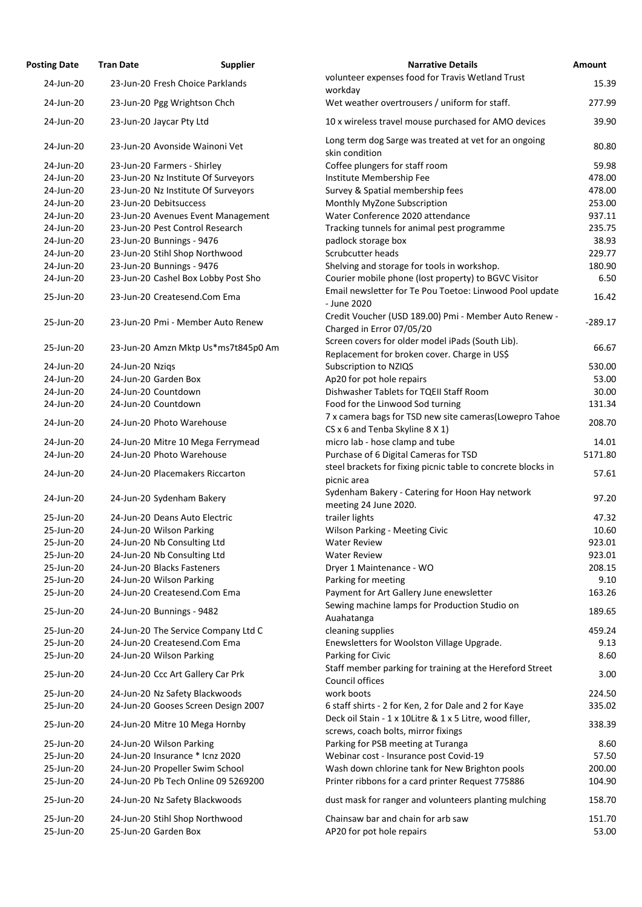| Posting Date | Tran Date | Supplier | Narrative Details | Amount |
|---|---|---|---|---|
| 24-Jun-20 | 23-Jun-20 | Fresh Choice Parklands | volunteer expenses food for Travis Wetland Trust workday | 15.39 |
| 24-Jun-20 | 23-Jun-20 | Pgg Wrightson Chch | Wet weather overtrousers / uniform for staff. | 277.99 |
| 24-Jun-20 | 23-Jun-20 | Jaycar Pty Ltd | 10 x wireless travel mouse purchased for AMO devices | 39.90 |
| 24-Jun-20 | 23-Jun-20 | Avonside Wainoni Vet | Long term dog Sarge was treated at vet for an ongoing skin condition | 80.80 |
| 24-Jun-20 | 23-Jun-20 | Farmers - Shirley | Coffee plungers for staff room | 59.98 |
| 24-Jun-20 | 23-Jun-20 | Nz Institute Of Surveyors | Institute Membership Fee | 478.00 |
| 24-Jun-20 | 23-Jun-20 | Nz Institute Of Surveyors | Survey & Spatial membership fees | 478.00 |
| 24-Jun-20 | 23-Jun-20 | Debitsuccess | Monthly MyZone Subscription | 253.00 |
| 24-Jun-20 | 23-Jun-20 | Avenues Event Management | Water Conference 2020 attendance | 937.11 |
| 24-Jun-20 | 23-Jun-20 | Pest Control Research | Tracking tunnels for animal pest programme | 235.75 |
| 24-Jun-20 | 23-Jun-20 | Bunnings - 9476 | padlock storage box | 38.93 |
| 24-Jun-20 | 23-Jun-20 | Stihl Shop Northwood | Scrubcutter heads | 229.77 |
| 24-Jun-20 | 23-Jun-20 | Bunnings - 9476 | Shelving and storage for tools in workshop. | 180.90 |
| 24-Jun-20 | 23-Jun-20 | Cashel Box Lobby Post Sho | Courier mobile phone (lost property) to BGVC Visitor | 6.50 |
| 25-Jun-20 | 23-Jun-20 | Createsend.Com Ema | Email newsletter for Te Pou Toetoe: Linwood Pool update - June 2020 | 16.42 |
| 25-Jun-20 | 23-Jun-20 | Pmi - Member Auto Renew | Credit Voucher (USD 189.00) Pmi - Member Auto Renew - Charged in Error 07/05/20 | -289.17 |
| 25-Jun-20 | 23-Jun-20 | Amzn Mktp Us*ms7t845p0 Am | Screen covers for older model iPads (South Lib). Replacement for broken cover. Charge in US$ | 66.67 |
| 24-Jun-20 | 24-Jun-20 | Nziqs | Subscription to NZIQS | 530.00 |
| 24-Jun-20 | 24-Jun-20 | Garden Box | Ap20 for pot hole repairs | 53.00 |
| 24-Jun-20 | 24-Jun-20 | Countdown | Dishwasher Tablets for TQEII Staff Room | 30.00 |
| 24-Jun-20 | 24-Jun-20 | Countdown | Food for the Linwood Sod turning | 131.34 |
| 24-Jun-20 | 24-Jun-20 | Photo Warehouse | 7 x camera bags for TSD new site cameras(Lowepro Tahoe CS x 6 and Tenba Skyline 8 X 1) | 208.70 |
| 24-Jun-20 | 24-Jun-20 | Mitre 10 Mega Ferrymead | micro lab - hose clamp and tube | 14.01 |
| 24-Jun-20 | 24-Jun-20 | Photo Warehouse | Purchase of 6 Digital Cameras for TSD | 5171.80 |
| 24-Jun-20 | 24-Jun-20 | Placemakers Riccarton | steel brackets for fixing picnic table to concrete blocks in picnic area | 57.61 |
| 24-Jun-20 | 24-Jun-20 | Sydenham Bakery | Sydenham Bakery - Catering for Hoon Hay network meeting 24 June 2020. | 97.20 |
| 25-Jun-20 | 24-Jun-20 | Deans Auto Electric | trailer lights | 47.32 |
| 25-Jun-20 | 24-Jun-20 | Wilson Parking | Wilson Parking - Meeting Civic | 10.60 |
| 25-Jun-20 | 24-Jun-20 | Nb Consulting Ltd | Water Review | 923.01 |
| 25-Jun-20 | 24-Jun-20 | Nb Consulting Ltd | Water Review | 923.01 |
| 25-Jun-20 | 24-Jun-20 | Blacks Fasteners | Dryer 1 Maintenance - WO | 208.15 |
| 25-Jun-20 | 24-Jun-20 | Wilson Parking | Parking for meeting | 9.10 |
| 25-Jun-20 | 24-Jun-20 | Createsend.Com Ema | Payment for Art Gallery June enewsletter | 163.26 |
| 25-Jun-20 | 24-Jun-20 | Bunnings - 9482 | Sewing machine lamps for Production Studio on Auahatanga | 189.65 |
| 25-Jun-20 | 24-Jun-20 | The Service Company Ltd C | cleaning supplies | 459.24 |
| 25-Jun-20 | 24-Jun-20 | Createsend.Com Ema | Enewsletters for Woolston Village Upgrade. | 9.13 |
| 25-Jun-20 | 24-Jun-20 | Wilson Parking | Parking for Civic | 8.60 |
| 25-Jun-20 | 24-Jun-20 | Ccc Art Gallery Car Prk | Staff member parking for training at the Hereford Street Council offices | 3.00 |
| 25-Jun-20 | 24-Jun-20 | Nz Safety Blackwoods | work boots | 224.50 |
| 25-Jun-20 | 24-Jun-20 | Gooses Screen Design 2007 | 6 staff shirts - 2 for Ken, 2 for Dale and 2 for Kaye | 335.02 |
| 25-Jun-20 | 24-Jun-20 | Mitre 10 Mega Hornby | Deck oil Stain - 1 x 10Litre & 1 x 5 Litre, wood filler, screws, coach bolts, mirror fixings | 338.39 |
| 25-Jun-20 | 24-Jun-20 | Wilson Parking | Parking for PSB meeting at Turanga | 8.60 |
| 25-Jun-20 | 24-Jun-20 | Insurance * Icnz 2020 | Webinar cost - Insurance post Covid-19 | 57.50 |
| 25-Jun-20 | 24-Jun-20 | Propeller Swim School | Wash down chlorine tank for New Brighton pools | 200.00 |
| 25-Jun-20 | 24-Jun-20 | Pb Tech Online 09 5269200 | Printer ribbons for a card printer Request 775886 | 104.90 |
| 25-Jun-20 | 24-Jun-20 | Nz Safety Blackwoods | dust mask for ranger and volunteers planting mulching | 158.70 |
| 25-Jun-20 | 24-Jun-20 | Stihl Shop Northwood | Chainsaw bar and chain for arb saw | 151.70 |
| 25-Jun-20 | 25-Jun-20 | Garden Box | AP20 for pot hole repairs | 53.00 |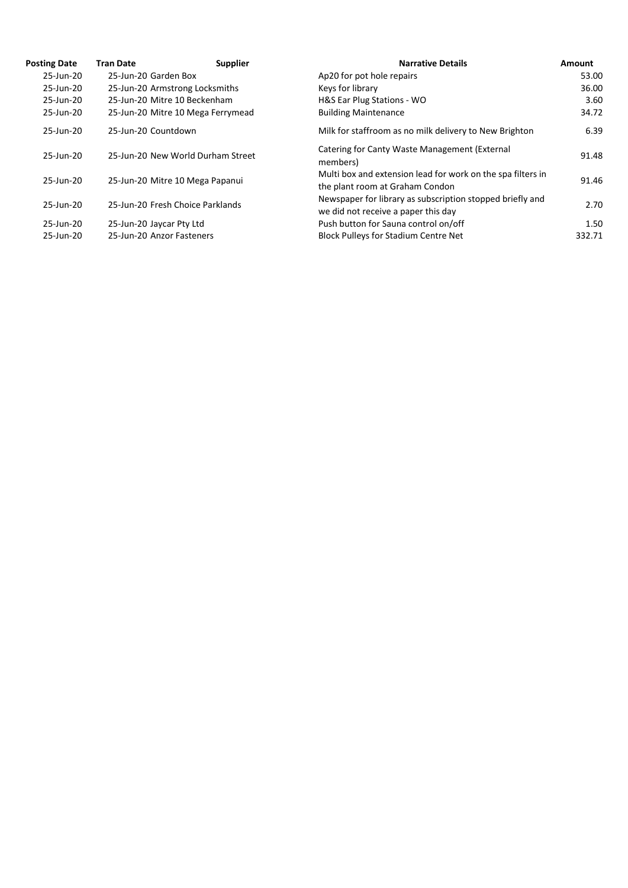| Posting Date | Tran Date | Supplier | Narrative Details | Amount |
|---|---|---|---|---|
| 25-Jun-20 | 25-Jun-20 | Garden Box | Ap20 for pot hole repairs | 53.00 |
| 25-Jun-20 | 25-Jun-20 | Armstrong Locksmiths | Keys for library | 36.00 |
| 25-Jun-20 | 25-Jun-20 | Mitre 10 Beckenham | H&S Ear Plug Stations - WO | 3.60 |
| 25-Jun-20 | 25-Jun-20 | Mitre 10 Mega Ferrymead | Building Maintenance | 34.72 |
| 25-Jun-20 | 25-Jun-20 | Countdown | Milk for staffroom as no milk delivery to New Brighton | 6.39 |
| 25-Jun-20 | 25-Jun-20 | New World Durham Street | Catering for Canty Waste Management (External members) | 91.48 |
| 25-Jun-20 | 25-Jun-20 | Mitre 10 Mega Papanui | Multi box and extension lead for work on the spa filters in the plant room at Graham Condon | 91.46 |
| 25-Jun-20 | 25-Jun-20 | Fresh Choice Parklands | Newspaper for library as subscription stopped briefly and we did not receive a paper this day | 2.70 |
| 25-Jun-20 | 25-Jun-20 | Jaycar Pty Ltd | Push button for Sauna control on/off | 1.50 |
| 25-Jun-20 | 25-Jun-20 | Anzor Fasteners | Block Pulleys for Stadium Centre Net | 332.71 |